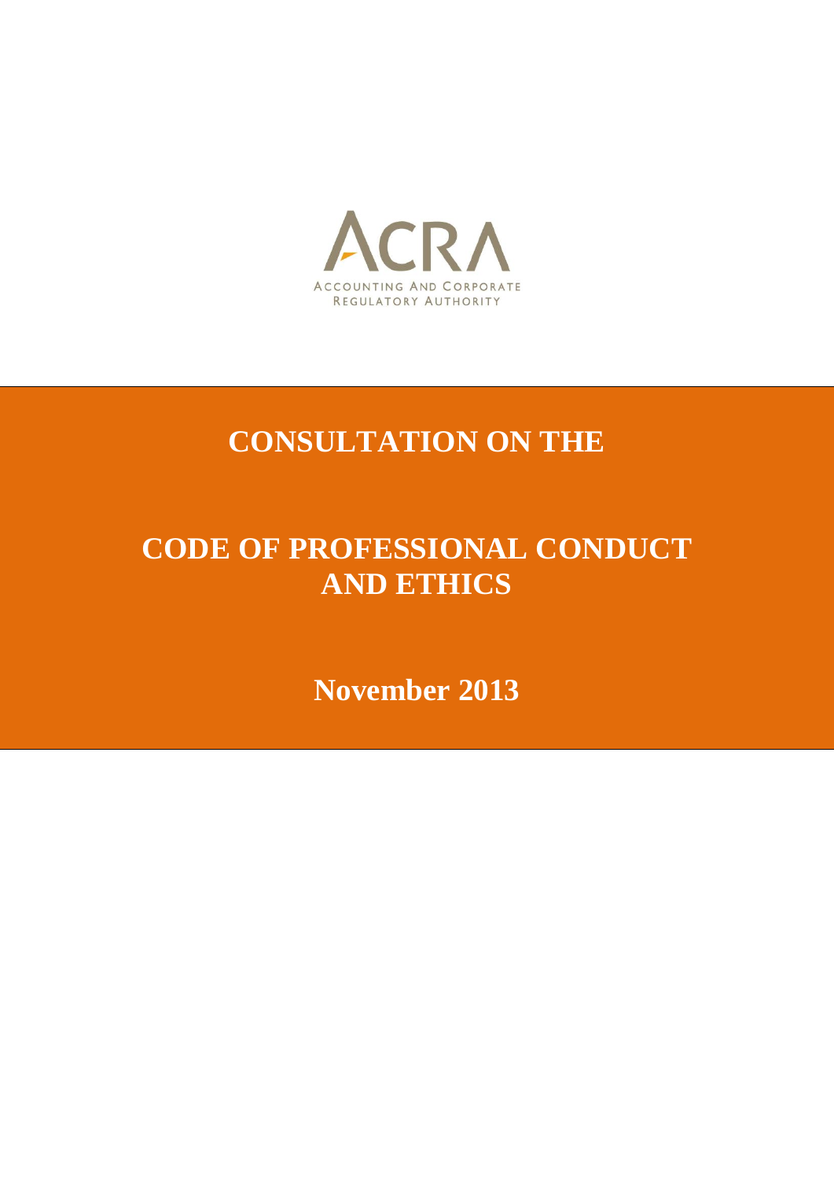ACRA

ACCOUNTING AND CORPORATE REGULATORY AUTHORITY

# CONSULTATION ON THE

# CODE OF PROFESSIONAL CONDUCT AND ETHICS

## November 2013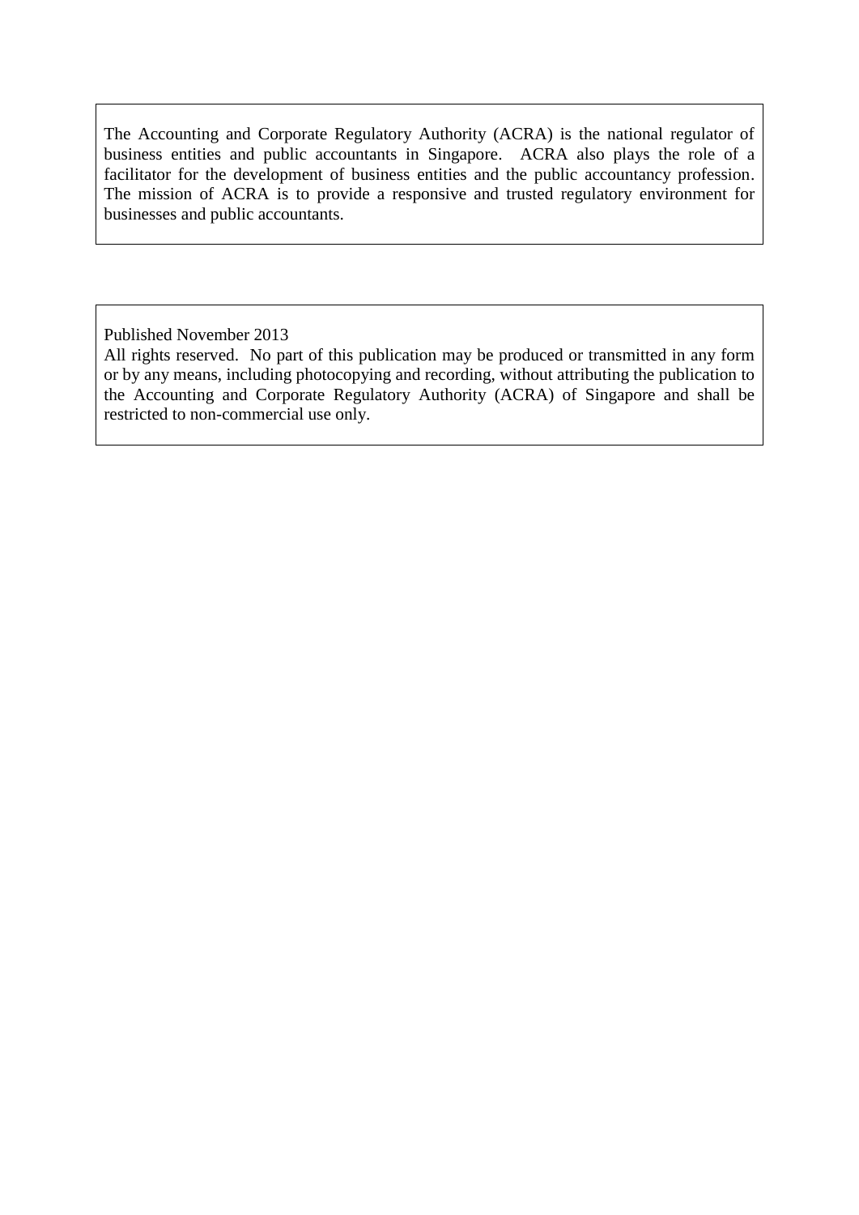The Accounting and Corporate Regulatory Authority (ACRA) is the national regulator of business entities and public accountants in Singapore. ACRA also plays the role of a facilitator for the development of business entities and the public accountancy profession. The mission of ACRA is to provide a responsive and trusted regulatory environment for businesses and public accountants.

Published November 2013

All rights reserved. No part of this publication may be produced or transmitted in any form or by any means, including photocopying and recording, without attributing the publication to the Accounting and Corporate Regulatory Authority (ACRA) of Singapore and shall be restricted to non-commercial use only.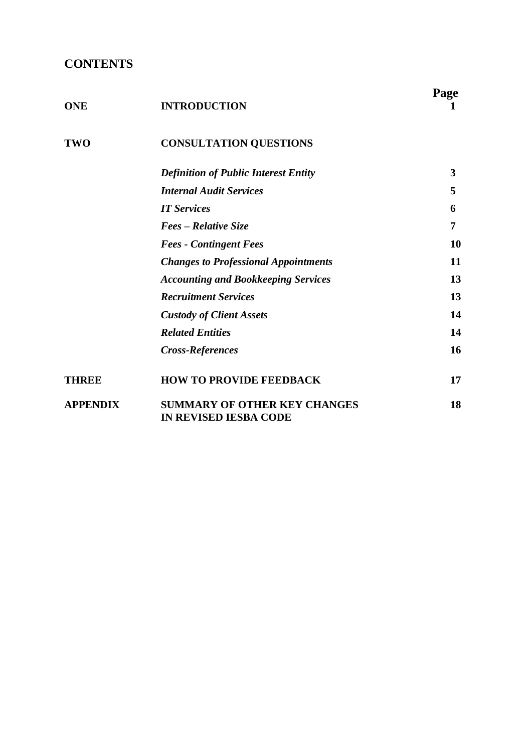# CONTENTS

| | | Page |
|---|---|---|
| **ONE** | **INTRODUCTION** | **1** |
| **TWO** | **CONSULTATION QUESTIONS** | |
| | ***Definition of Public Interest Entity*** | **3** |
| | ***Internal Audit Services*** | **5** |
| | ***IT Services*** | **6** |
| | ***Fees – Relative Size*** | **7** |
| | ***Fees - Contingent Fees*** | **10** |
| | ***Changes to Professional Appointments*** | **11** |
| | ***Accounting and Bookkeeping Services*** | **13** |
| | ***Recruitment Services*** | **13** |
| | ***Custody of Client Assets*** | **14** |
| | ***Related Entities*** | **14** |
| | ***Cross-References*** | **16** |
| **THREE** | **HOW TO PROVIDE FEEDBACK** | **17** |
| **APPENDIX** | **SUMMARY OF OTHER KEY CHANGES IN REVISED IESBA CODE** | **18** |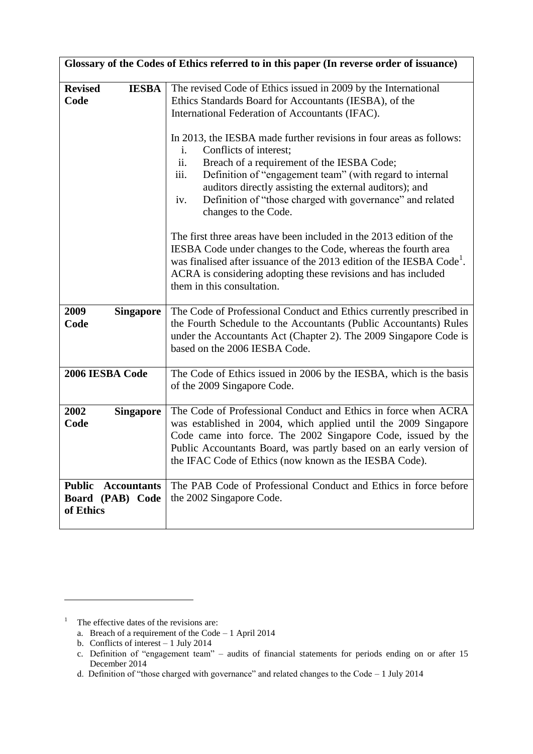| Glossary of the Codes of Ethics referred to in this paper (In reverse order of issuance) | |
|---|---|
| **Revised IESBA Code** | The revised Code of Ethics issued in 2009 by the International Ethics Standards Board for Accountants (IESBA), of the International Federation of Accountants (IFAC).<br><br>In 2013, the IESBA made further revisions in four areas as follows:<br>i. Conflicts of interest;<br>ii. Breach of a requirement of the IESBA Code;<br>iii. Definition of "engagement team" (with regard to internal auditors directly assisting the external auditors); and<br>iv. Definition of "those charged with governance" and related changes to the Code.<br><br>The first three areas have been included in the 2013 edition of the IESBA Code under changes to the Code, whereas the fourth area was finalised after issuance of the 2013 edition of the IESBA Code[1]. ACRA is considering adopting these revisions and has included them in this consultation. |
| **2009 Singapore Code** | The Code of Professional Conduct and Ethics currently prescribed in the Fourth Schedule to the Accountants (Public Accountants) Rules under the Accountants Act (Chapter 2). The 2009 Singapore Code is based on the 2006 IESBA Code. |
| **2006 IESBA Code** | The Code of Ethics issued in 2006 by the IESBA, which is the basis of the 2009 Singapore Code. |
| **2002 Singapore Code** | The Code of Professional Conduct and Ethics in force when ACRA was established in 2004, which applied until the 2009 Singapore Code came into force. The 2002 Singapore Code, issued by the Public Accountants Board, was partly based on an early version of the IFAC Code of Ethics (now known as the IESBA Code). |
| **Public Accountants Board (PAB) Code of Ethics** | The PAB Code of Professional Conduct and Ethics in force before the 2002 Singapore Code. |

[1] The effective dates of the revisions are:

a. Breach of a requirement of the Code – 1 April 2014
b. Conflicts of interest – 1 July 2014
c. Definition of "engagement team" – audits of financial statements for periods ending on or after 15 December 2014
d. Definition of "those charged with governance" and related changes to the Code – 1 July 2014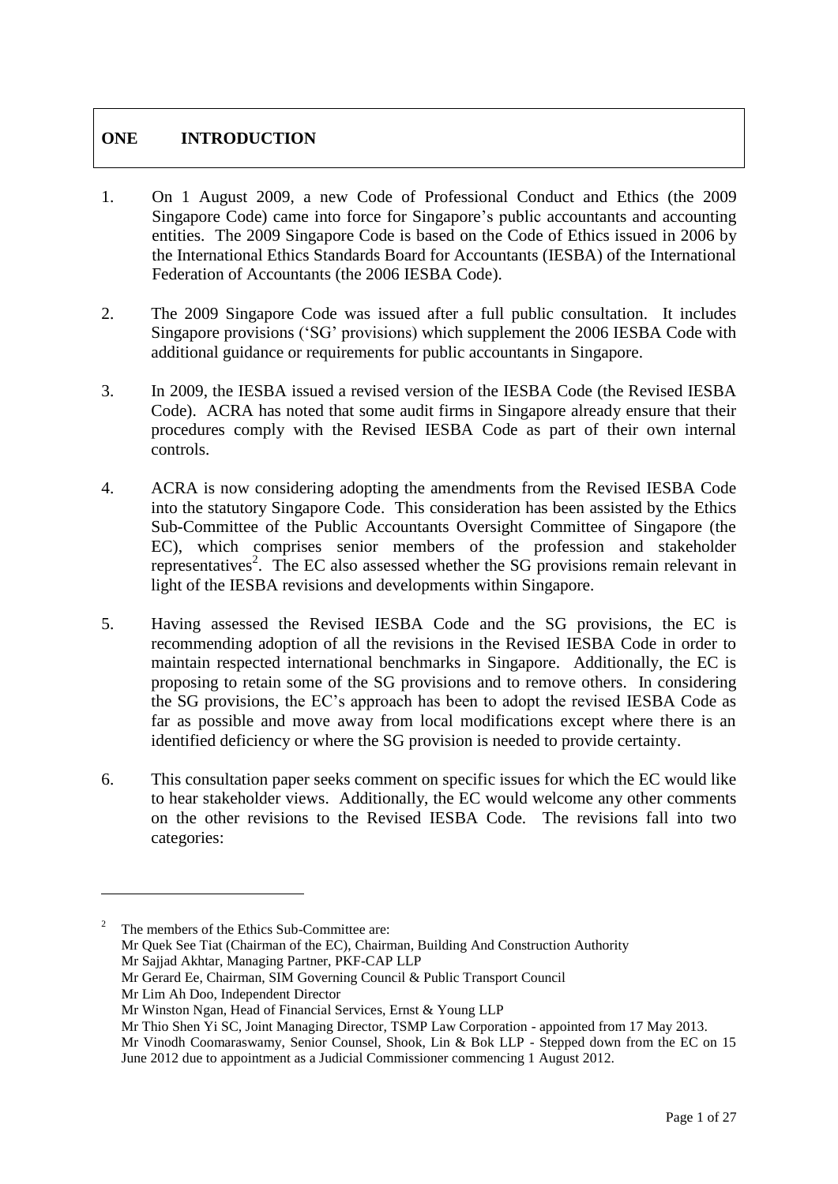# ONE INTRODUCTION

1. On 1 August 2009, a new Code of Professional Conduct and Ethics (the 2009 Singapore Code) came into force for Singapore's public accountants and accounting entities. The 2009 Singapore Code is based on the Code of Ethics issued in 2006 by the International Ethics Standards Board for Accountants (IESBA) of the International Federation of Accountants (the 2006 IESBA Code).

2. The 2009 Singapore Code was issued after a full public consultation. It includes Singapore provisions ('SG' provisions) which supplement the 2006 IESBA Code with additional guidance or requirements for public accountants in Singapore.

3. In 2009, the IESBA issued a revised version of the IESBA Code (the Revised IESBA Code). ACRA has noted that some audit firms in Singapore already ensure that their procedures comply with the Revised IESBA Code as part of their own internal controls.

4. ACRA is now considering adopting the amendments from the Revised IESBA Code into the statutory Singapore Code. This consideration has been assisted by the Ethics Sub-Committee of the Public Accountants Oversight Committee of Singapore (the EC), which comprises senior members of the profession and stakeholder representatives[2]. The EC also assessed whether the SG provisions remain relevant in light of the IESBA revisions and developments within Singapore.

5. Having assessed the Revised IESBA Code and the SG provisions, the EC is recommending adoption of all the revisions in the Revised IESBA Code in order to maintain respected international benchmarks in Singapore. Additionally, the EC is proposing to retain some of the SG provisions and to remove others. In considering the SG provisions, the EC's approach has been to adopt the revised IESBA Code as far as possible and move away from local modifications except where there is an identified deficiency or where the SG provision is needed to provide certainty.

6. This consultation paper seeks comment on specific issues for which the EC would like to hear stakeholder views. Additionally, the EC would welcome any other comments on the other revisions to the Revised IESBA Code. The revisions fall into two categories:

---

[2] The members of the Ethics Sub-Committee are:
Mr Quek See Tiat (Chairman of the EC), Chairman, Building And Construction Authority
Mr Sajjad Akhtar, Managing Partner, PKF-CAP LLP
Mr Gerard Ee, Chairman, SIM Governing Council & Public Transport Council
Mr Lim Ah Doo, Independent Director
Mr Winston Ngan, Head of Financial Services, Ernst & Young LLP
Mr Thio Shen Yi SC, Joint Managing Director, TSMP Law Corporation - appointed from 17 May 2013.
Mr Vinodh Coomaraswamy, Senior Counsel, Shook, Lin & Bok LLP - Stepped down from the EC on 15 June 2012 due to appointment as a Judicial Commissioner commencing 1 August 2012.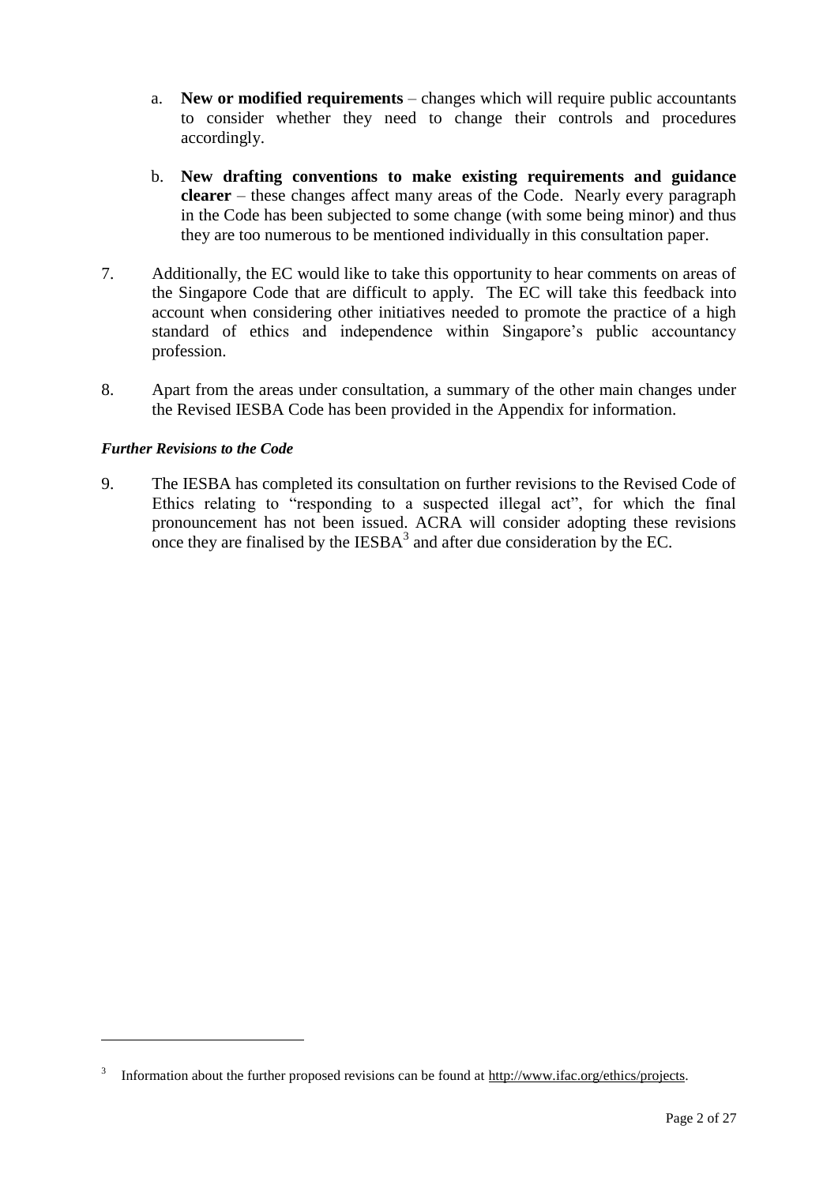a. **New or modified requirements** – changes which will require public accountants to consider whether they need to change their controls and procedures accordingly.

b. **New drafting conventions to make existing requirements and guidance clearer** – these changes affect many areas of the Code. Nearly every paragraph in the Code has been subjected to some change (with some being minor) and thus they are too numerous to be mentioned individually in this consultation paper.

7. Additionally, the EC would like to take this opportunity to hear comments on areas of the Singapore Code that are difficult to apply. The EC will take this feedback into account when considering other initiatives needed to promote the practice of a high standard of ethics and independence within Singapore's public accountancy profession.

8. Apart from the areas under consultation, a summary of the other main changes under the Revised IESBA Code has been provided in the Appendix for information.

***Further Revisions to the Code***

9. The IESBA has completed its consultation on further revisions to the Revised Code of Ethics relating to "responding to a suspected illegal act", for which the final pronouncement has not been issued. ACRA will consider adopting these revisions once they are finalised by the IESBA[3] and after due consideration by the EC.

---

[3] Information about the further proposed revisions can be found at http://www.ifac.org/ethics/projects.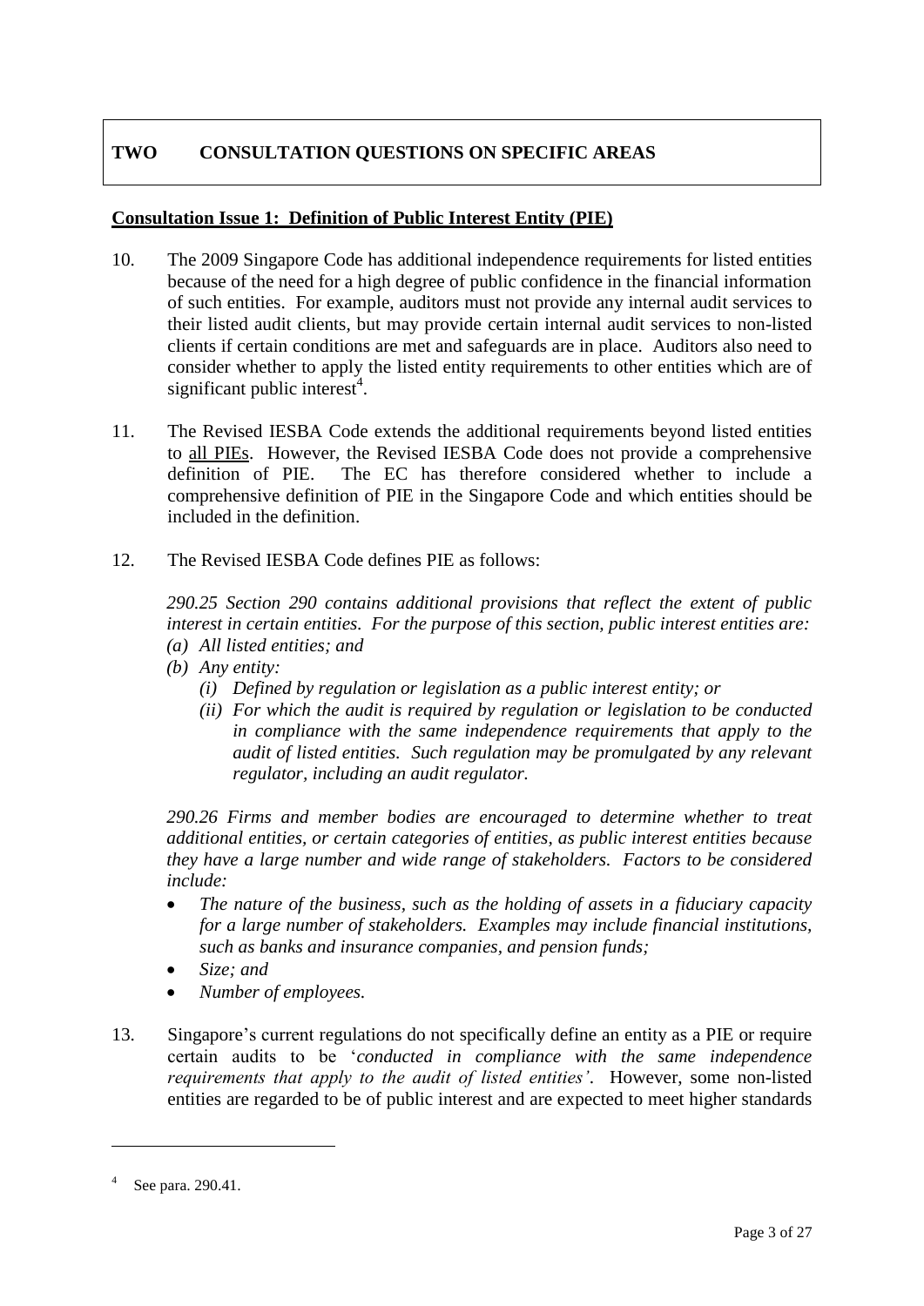## TWO CONSULTATION QUESTIONS ON SPECIFIC AREAS

**Consultation Issue 1: Definition of Public Interest Entity (PIE)**

10. The 2009 Singapore Code has additional independence requirements for listed entities because of the need for a high degree of public confidence in the financial information of such entities. For example, auditors must not provide any internal audit services to their listed audit clients, but may provide certain internal audit services to non-listed clients if certain conditions are met and safeguards are in place. Auditors also need to consider whether to apply the listed entity requirements to other entities which are of significant public interest[4].

11. The Revised IESBA Code extends the additional requirements beyond listed entities to all PIEs. However, the Revised IESBA Code does not provide a comprehensive definition of PIE. The EC has therefore considered whether to include a comprehensive definition of PIE in the Singapore Code and which entities should be included in the definition.

12. The Revised IESBA Code defines PIE as follows:

    *290.25 Section 290 contains additional provisions that reflect the extent of public interest in certain entities. For the purpose of this section, public interest entities are:*
    *(a) All listed entities; and*
    *(b) Any entity:*
    *(i) Defined by regulation or legislation as a public interest entity; or*
    *(ii) For which the audit is required by regulation or legislation to be conducted in compliance with the same independence requirements that apply to the audit of listed entities. Such regulation may be promulgated by any relevant regulator, including an audit regulator.*

    *290.26 Firms and member bodies are encouraged to determine whether to treat additional entities, or certain categories of entities, as public interest entities because they have a large number and wide range of stakeholders. Factors to be considered include:*

    - *The nature of the business, such as the holding of assets in a fiduciary capacity for a large number of stakeholders. Examples may include financial institutions, such as banks and insurance companies, and pension funds;*
    - *Size; and*
    - *Number of employees.*

13. Singapore's current regulations do not specifically define an entity as a PIE or require certain audits to be '*conducted in compliance with the same independence requirements that apply to the audit of listed entities'*. However, some non-listed entities are regarded to be of public interest and are expected to meet higher standards

---

[4] See para. 290.41.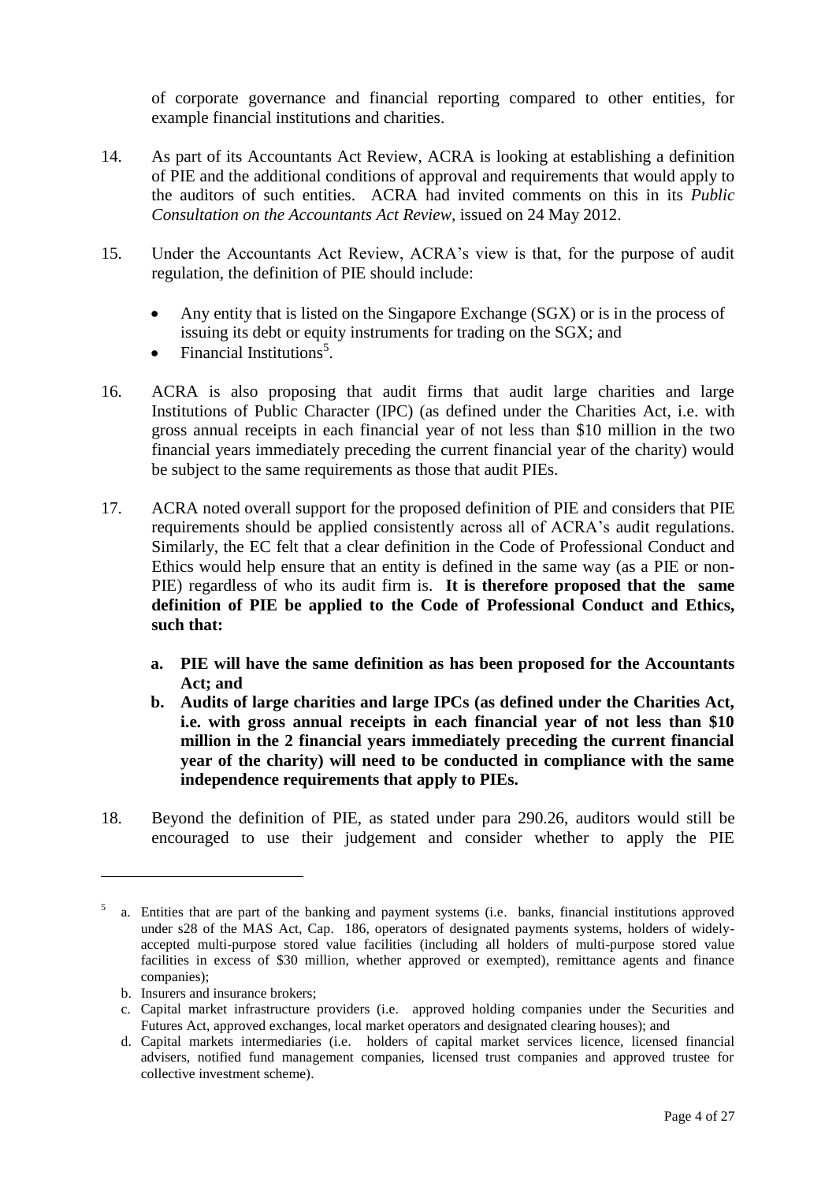of corporate governance and financial reporting compared to other entities, for example financial institutions and charities.

14. As part of its Accountants Act Review, ACRA is looking at establishing a definition of PIE and the additional conditions of approval and requirements that would apply to the auditors of such entities. ACRA had invited comments on this in its *Public Consultation on the Accountants Act Review*, issued on 24 May 2012.

15. Under the Accountants Act Review, ACRA's view is that, for the purpose of audit regulation, the definition of PIE should include:

    - Any entity that is listed on the Singapore Exchange (SGX) or is in the process of issuing its debt or equity instruments for trading on the SGX; and
    - Financial Institutions[5].

16. ACRA is also proposing that audit firms that audit large charities and large Institutions of Public Character (IPC) (as defined under the Charities Act, i.e. with gross annual receipts in each financial year of not less than $10 million in the two financial years immediately preceding the current financial year of the charity) would be subject to the same requirements as those that audit PIEs.

17. ACRA noted overall support for the proposed definition of PIE and considers that PIE requirements should be applied consistently across all of ACRA's audit regulations. Similarly, the EC felt that a clear definition in the Code of Professional Conduct and Ethics would help ensure that an entity is defined in the same way (as a PIE or non-PIE) regardless of who its audit firm is. **It is therefore proposed that the same definition of PIE be applied to the Code of Professional Conduct and Ethics, such that:**

    **a. PIE will have the same definition as has been proposed for the Accountants Act; and**

    **b. Audits of large charities and large IPCs (as defined under the Charities Act, i.e. with gross annual receipts in each financial year of not less than $10 million in the 2 financial years immediately preceding the current financial year of the charity) will need to be conducted in compliance with the same independence requirements that apply to PIEs.**

18. Beyond the definition of PIE, as stated under para 290.26, auditors would still be encouraged to use their judgement and consider whether to apply the PIE

---

[5] a. Entities that are part of the banking and payment systems (i.e. banks, financial institutions approved under s28 of the MAS Act, Cap. 186, operators of designated payments systems, holders of widely-accepted multi-purpose stored value facilities (including all holders of multi-purpose stored value facilities in excess of $30 million, whether approved or exempted), remittance agents and finance companies);

b. Insurers and insurance brokers;

c. Capital market infrastructure providers (i.e. approved holding companies under the Securities and Futures Act, approved exchanges, local market operators and designated clearing houses); and

d. Capital markets intermediaries (i.e. holders of capital market services licence, licensed financial advisers, notified fund management companies, licensed trust companies and approved trustee for collective investment scheme).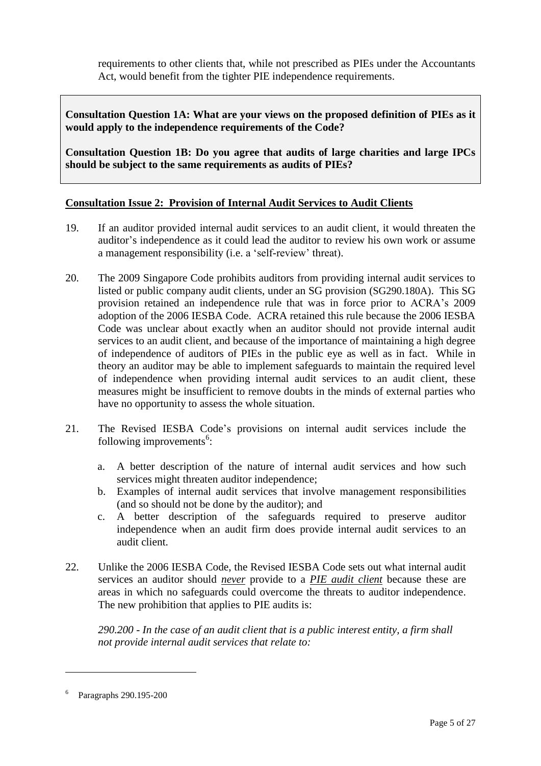requirements to other clients that, while not prescribed as PIEs under the Accountants Act, would benefit from the tighter PIE independence requirements.

**Consultation Question 1A: What are your views on the proposed definition of PIEs as it would apply to the independence requirements of the Code?**

**Consultation Question 1B: Do you agree that audits of large charities and large IPCs should be subject to the same requirements as audits of PIEs?**

**Consultation Issue 2: Provision of Internal Audit Services to Audit Clients**

19. If an auditor provided internal audit services to an audit client, it would threaten the auditor's independence as it could lead the auditor to review his own work or assume a management responsibility (i.e. a 'self-review' threat).

20. The 2009 Singapore Code prohibits auditors from providing internal audit services to listed or public company audit clients, under an SG provision (SG290.180A). This SG provision retained an independence rule that was in force prior to ACRA's 2009 adoption of the 2006 IESBA Code. ACRA retained this rule because the 2006 IESBA Code was unclear about exactly when an auditor should not provide internal audit services to an audit client, and because of the importance of maintaining a high degree of independence of auditors of PIEs in the public eye as well as in fact. While in theory an auditor may be able to implement safeguards to maintain the required level of independence when providing internal audit services to an audit client, these measures might be insufficient to remove doubts in the minds of external parties who have no opportunity to assess the whole situation.

21. The Revised IESBA Code's provisions on internal audit services include the following improvements[6]:

    a. A better description of the nature of internal audit services and how such services might threaten auditor independence;
    b. Examples of internal audit services that involve management responsibilities (and so should not be done by the auditor); and
    c. A better description of the safeguards required to preserve auditor independence when an audit firm does provide internal audit services to an audit client.

22. Unlike the 2006 IESBA Code, the Revised IESBA Code sets out what internal audit services an auditor should ***never*** provide to a ***PIE audit client*** because these are areas in which no safeguards could overcome the threats to auditor independence. The new prohibition that applies to PIE audits is:

    *290.200 - In the case of an audit client that is a public interest entity, a firm shall not provide internal audit services that relate to:*

[6] Paragraphs 290.195-200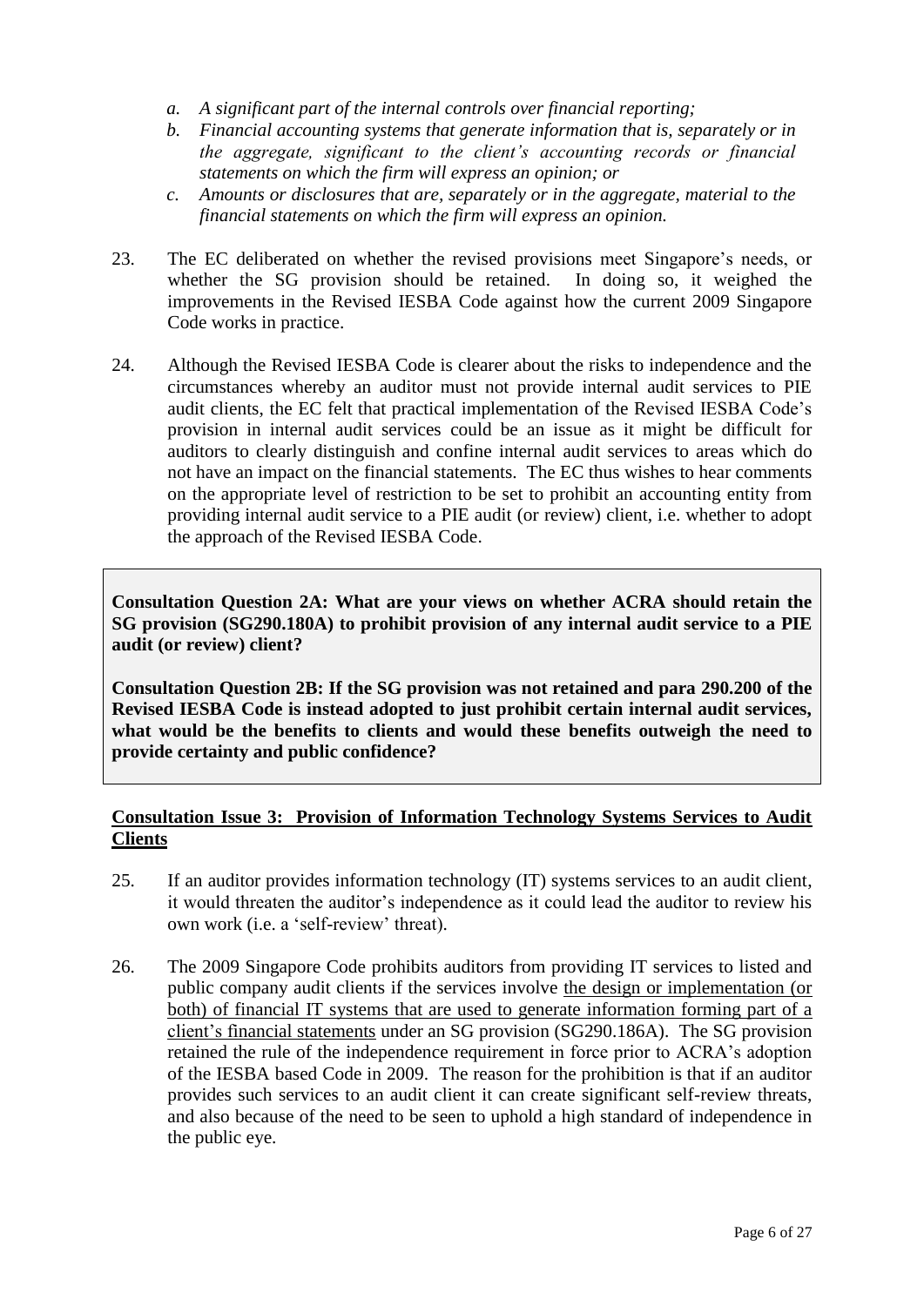*a. A significant part of the internal controls over financial reporting;*

*b. Financial accounting systems that generate information that is, separately or in the aggregate, significant to the client's accounting records or financial statements on which the firm will express an opinion; or*

*c. Amounts or disclosures that are, separately or in the aggregate, material to the financial statements on which the firm will express an opinion.*

23. The EC deliberated on whether the revised provisions meet Singapore's needs, or whether the SG provision should be retained. In doing so, it weighed the improvements in the Revised IESBA Code against how the current 2009 Singapore Code works in practice.

24. Although the Revised IESBA Code is clearer about the risks to independence and the circumstances whereby an auditor must not provide internal audit services to PIE audit clients, the EC felt that practical implementation of the Revised IESBA Code's provision in internal audit services could be an issue as it might be difficult for auditors to clearly distinguish and confine internal audit services to areas which do not have an impact on the financial statements. The EC thus wishes to hear comments on the appropriate level of restriction to be set to prohibit an accounting entity from providing internal audit service to a PIE audit (or review) client, i.e. whether to adopt the approach of the Revised IESBA Code.

**Consultation Question 2A: What are your views on whether ACRA should retain the SG provision (SG290.180A) to prohibit provision of any internal audit service to a PIE audit (or review) client?**

**Consultation Question 2B: If the SG provision was not retained and para 290.200 of the Revised IESBA Code is instead adopted to just prohibit certain internal audit services, what would be the benefits to clients and would these benefits outweigh the need to provide certainty and public confidence?**

## Consultation Issue 3: Provision of Information Technology Systems Services to Audit Clients

25. If an auditor provides information technology (IT) systems services to an audit client, it would threaten the auditor's independence as it could lead the auditor to review his own work (i.e. a 'self-review' threat).

26. The 2009 Singapore Code prohibits auditors from providing IT services to listed and public company audit clients if the services involve the design or implementation (or both) of financial IT systems that are used to generate information forming part of a client's financial statements under an SG provision (SG290.186A). The SG provision retained the rule of the independence requirement in force prior to ACRA's adoption of the IESBA based Code in 2009. The reason for the prohibition is that if an auditor provides such services to an audit client it can create significant self-review threats, and also because of the need to be seen to uphold a high standard of independence in the public eye.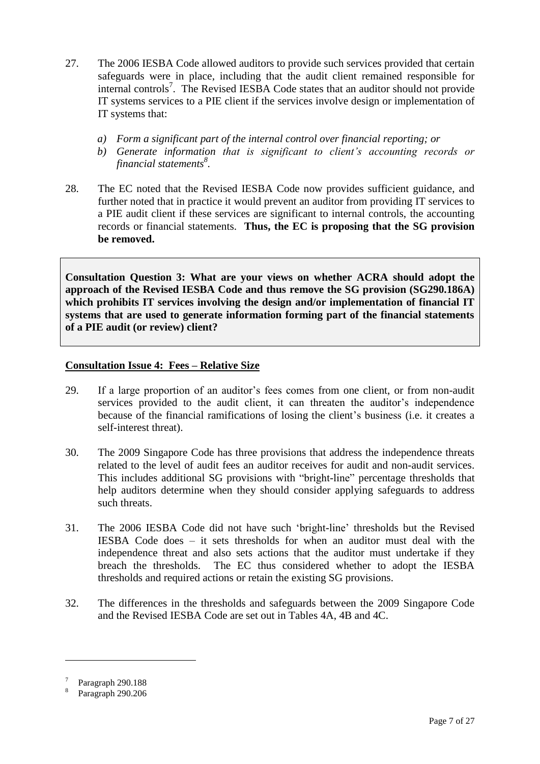27. The 2006 IESBA Code allowed auditors to provide such services provided that certain safeguards were in place, including that the audit client remained responsible for internal controls[7]. The Revised IESBA Code states that an auditor should not provide IT systems services to a PIE client if the services involve design or implementation of IT systems that:

    a) *Form a significant part of the internal control over financial reporting; or*
    b) *Generate information that is significant to client's accounting records or financial statements*[8].

28. The EC noted that the Revised IESBA Code now provides sufficient guidance, and further noted that in practice it would prevent an auditor from providing IT services to a PIE audit client if these services are significant to internal controls, the accounting records or financial statements. **Thus, the EC is proposing that the SG provision be removed.**

> **Consultation Question 3: What are your views on whether ACRA should adopt the approach of the Revised IESBA Code and thus remove the SG provision (SG290.186A) which prohibits IT services involving the design and/or implementation of financial IT systems that are used to generate information forming part of the financial statements of a PIE audit (or review) client?**

**Consultation Issue 4: Fees – Relative Size**

29. If a large proportion of an auditor's fees comes from one client, or from non-audit services provided to the audit client, it can threaten the auditor's independence because of the financial ramifications of losing the client's business (i.e. it creates a self-interest threat).

30. The 2009 Singapore Code has three provisions that address the independence threats related to the level of audit fees an auditor receives for audit and non-audit services. This includes additional SG provisions with "bright-line" percentage thresholds that help auditors determine when they should consider applying safeguards to address such threats.

31. The 2006 IESBA Code did not have such 'bright-line' thresholds but the Revised IESBA Code does – it sets thresholds for when an auditor must deal with the independence threat and also sets actions that the auditor must undertake if they breach the thresholds. The EC thus considered whether to adopt the IESBA thresholds and required actions or retain the existing SG provisions.

32. The differences in the thresholds and safeguards between the 2009 Singapore Code and the Revised IESBA Code are set out in Tables 4A, 4B and 4C.

---

[7] Paragraph 290.188

[8] Paragraph 290.206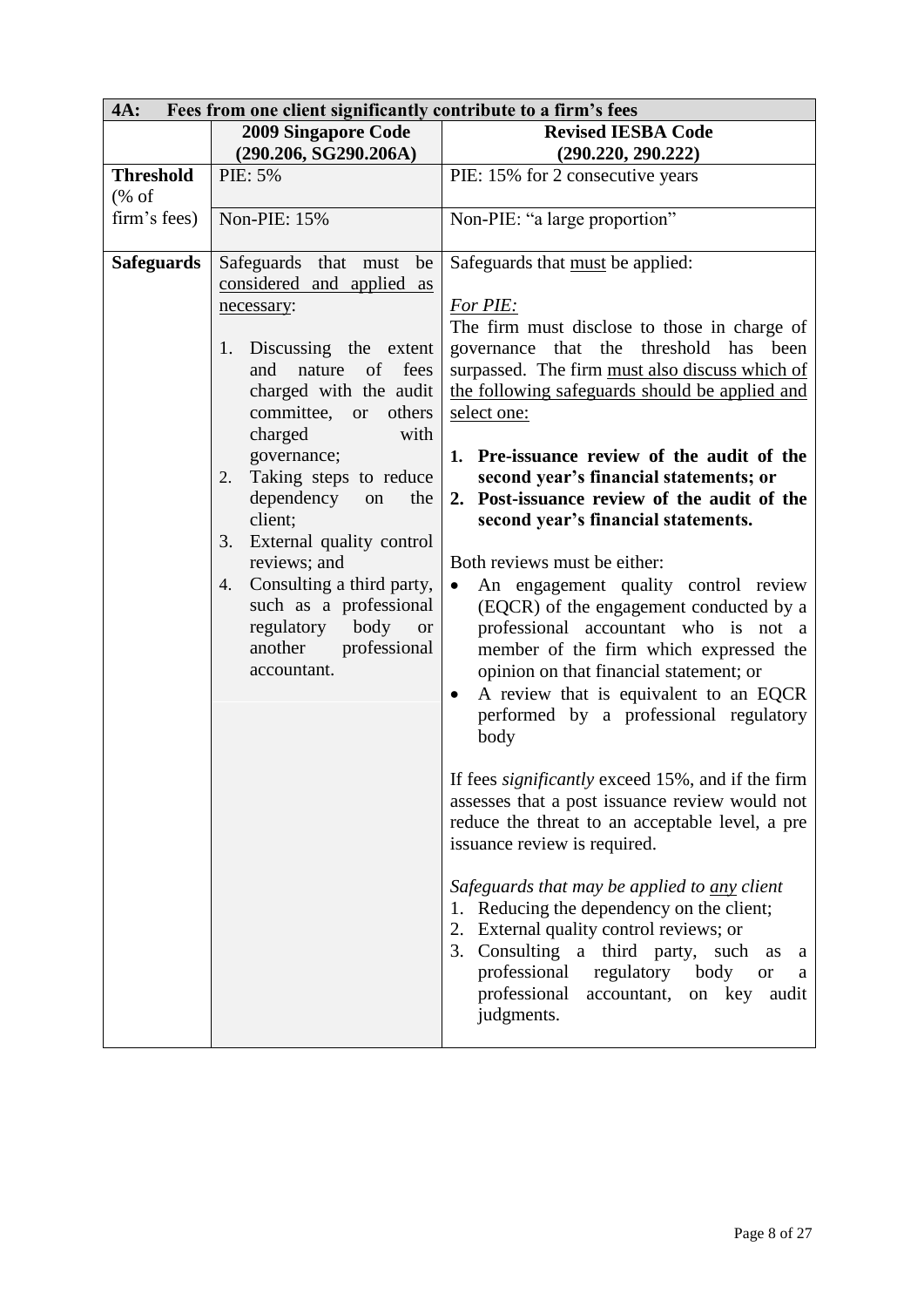| 4A: Fees from one client significantly contribute to a firm's fees | | |
|---|---|---|
| | **2009 Singapore Code (290.206, SG290.206A)** | **Revised IESBA Code (290.220, 290.222)** |
| **Threshold** (% of firm's fees) | PIE: 5% | PIE: 15% for 2 consecutive years |
| | Non-PIE: 15% | Non-PIE: "a large proportion" |
| **Safeguards** | Safeguards that must be <u>considered and applied as necessary</u>:<br><br>1. Discussing the extent and nature of fees charged with the audit committee, or others charged with governance;<br>2. Taking steps to reduce dependency on the client;<br>3. External quality control reviews; and<br>4. Consulting a third party, such as a professional regulatory body or another professional accountant. | Safeguards that <u>must</u> be applied:<br><br>*<u>For PIE:</u>*<br>The firm must disclose to those in charge of governance that the threshold has been surpassed. The firm <u>must also discuss which of the following safeguards should be applied and select one:</u><br><br>**1. Pre-issuance review of the audit of the second year's financial statements; or**<br>**2. Post-issuance review of the audit of the second year's financial statements.**<br><br>Both reviews must be either:<br>• An engagement quality control review (EQCR) of the engagement conducted by a professional accountant who is not a member of the firm which expressed the opinion on that financial statement; or<br>• A review that is equivalent to an EQCR performed by a professional regulatory body<br><br>If fees *significantly* exceed 15%, and if the firm assesses that a post issuance review would not reduce the threat to an acceptable level, a pre issuance review is required.<br><br>*Safeguards that may be applied to <u>any</u> client*<br>1. Reducing the dependency on the client;<br>2. External quality control reviews; or<br>3. Consulting a third party, such as a professional regulatory body or a professional accountant, on key audit judgments. |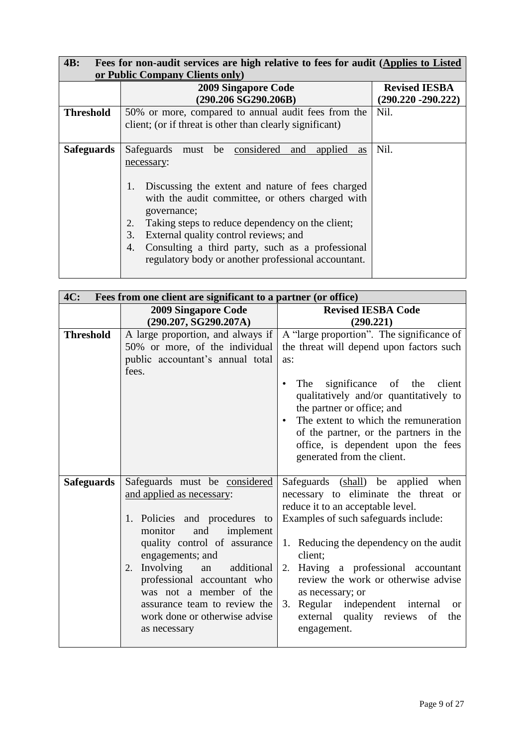| **4B: Fees for non-audit services are high relative to fees for audit (<u>Applies to Listed or Public Company Clients only</u>)** | | |
|---|---|---|
| | **2009 Singapore Code (290.206 SG290.206B)** | **Revised IESBA (290.220 -290.222)** |
| **Threshold** | 50% or more, compared to annual audit fees from the client; (or if threat is other than clearly significant) | Nil. |
| **Safeguards** | Safeguards must be <u>considered and applied as necessary</u>:<br><br>1. Discussing the extent and nature of fees charged with the audit committee, or others charged with governance;<br>2. Taking steps to reduce dependency on the client;<br>3. External quality control reviews; and<br>4. Consulting a third party, such as a professional regulatory body or another professional accountant. | Nil. |

| **4C: Fees from one client are significant to a partner (or office)** | | |
|---|---|---|
| | **2009 Singapore Code (290.207, SG290.207A)** | **Revised IESBA Code (290.221)** |
| **Threshold** | A large proportion, and always if 50% or more, of the individual public accountant's annual total fees. | A "large proportion". The significance of the threat will depend upon factors such as:<br><br>• The significance of the client qualitatively and/or quantitatively to the partner or office; and<br>• The extent to which the remuneration of the partner, or the partners in the office, is dependent upon the fees generated from the client. |
| **Safeguards** | Safeguards must be <u>considered and applied as necessary</u>:<br><br>1. Policies and procedures to monitor and implement quality control of assurance engagements; and<br>2. Involving an additional professional accountant who was not a member of the assurance team to review the work done or otherwise advise as necessary | Safeguards (<u>shall</u>) be applied when necessary to eliminate the threat or reduce it to an acceptable level.<br>Examples of such safeguards include:<br><br>1. Reducing the dependency on the audit client;<br>2. Having a professional accountant review the work or otherwise advise as necessary; or<br>3. Regular independent internal or external quality reviews of the engagement. |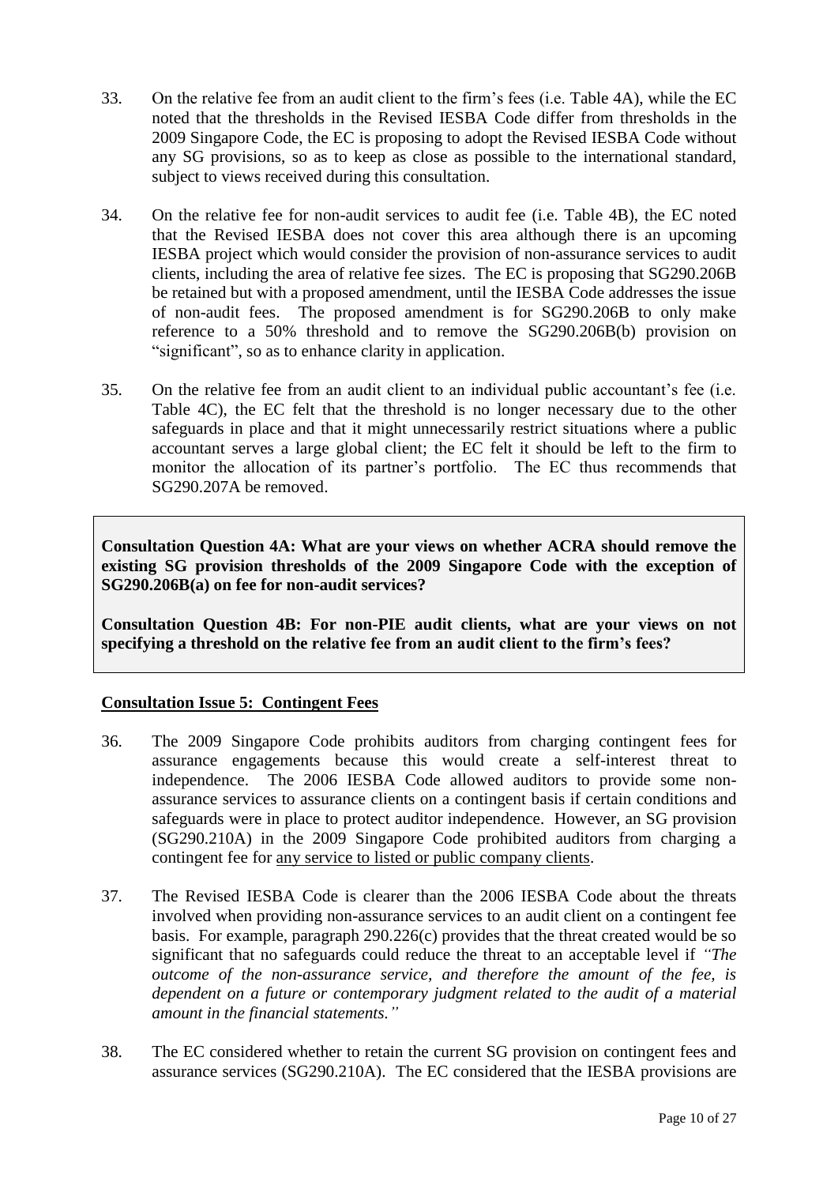33. On the relative fee from an audit client to the firm's fees (i.e. Table 4A), while the EC noted that the thresholds in the Revised IESBA Code differ from thresholds in the 2009 Singapore Code, the EC is proposing to adopt the Revised IESBA Code without any SG provisions, so as to keep as close as possible to the international standard, subject to views received during this consultation.

34. On the relative fee for non-audit services to audit fee (i.e. Table 4B), the EC noted that the Revised IESBA does not cover this area although there is an upcoming IESBA project which would consider the provision of non-assurance services to audit clients, including the area of relative fee sizes. The EC is proposing that SG290.206B be retained but with a proposed amendment, until the IESBA Code addresses the issue of non-audit fees. The proposed amendment is for SG290.206B to only make reference to a 50% threshold and to remove the SG290.206B(b) provision on "significant", so as to enhance clarity in application.

35. On the relative fee from an audit client to an individual public accountant's fee (i.e. Table 4C), the EC felt that the threshold is no longer necessary due to the other safeguards in place and that it might unnecessarily restrict situations where a public accountant serves a large global client; the EC felt it should be left to the firm to monitor the allocation of its partner's portfolio. The EC thus recommends that SG290.207A be removed.

**Consultation Question 4A: What are your views on whether ACRA should remove the existing SG provision thresholds of the 2009 Singapore Code with the exception of SG290.206B(a) on fee for non-audit services?**

**Consultation Question 4B: For non-PIE audit clients, what are your views on not specifying a threshold on the relative fee from an audit client to the firm's fees?**

**Consultation Issue 5: Contingent Fees**

36. The 2009 Singapore Code prohibits auditors from charging contingent fees for assurance engagements because this would create a self-interest threat to independence. The 2006 IESBA Code allowed auditors to provide some non-assurance services to assurance clients on a contingent basis if certain conditions and safeguards were in place to protect auditor independence. However, an SG provision (SG290.210A) in the 2009 Singapore Code prohibited auditors from charging a contingent fee for any service to listed or public company clients.

37. The Revised IESBA Code is clearer than the 2006 IESBA Code about the threats involved when providing non-assurance services to an audit client on a contingent fee basis. For example, paragraph 290.226(c) provides that the threat created would be so significant that no safeguards could reduce the threat to an acceptable level if *"The outcome of the non-assurance service, and therefore the amount of the fee, is dependent on a future or contemporary judgment related to the audit of a material amount in the financial statements."*

38. The EC considered whether to retain the current SG provision on contingent fees and assurance services (SG290.210A). The EC considered that the IESBA provisions are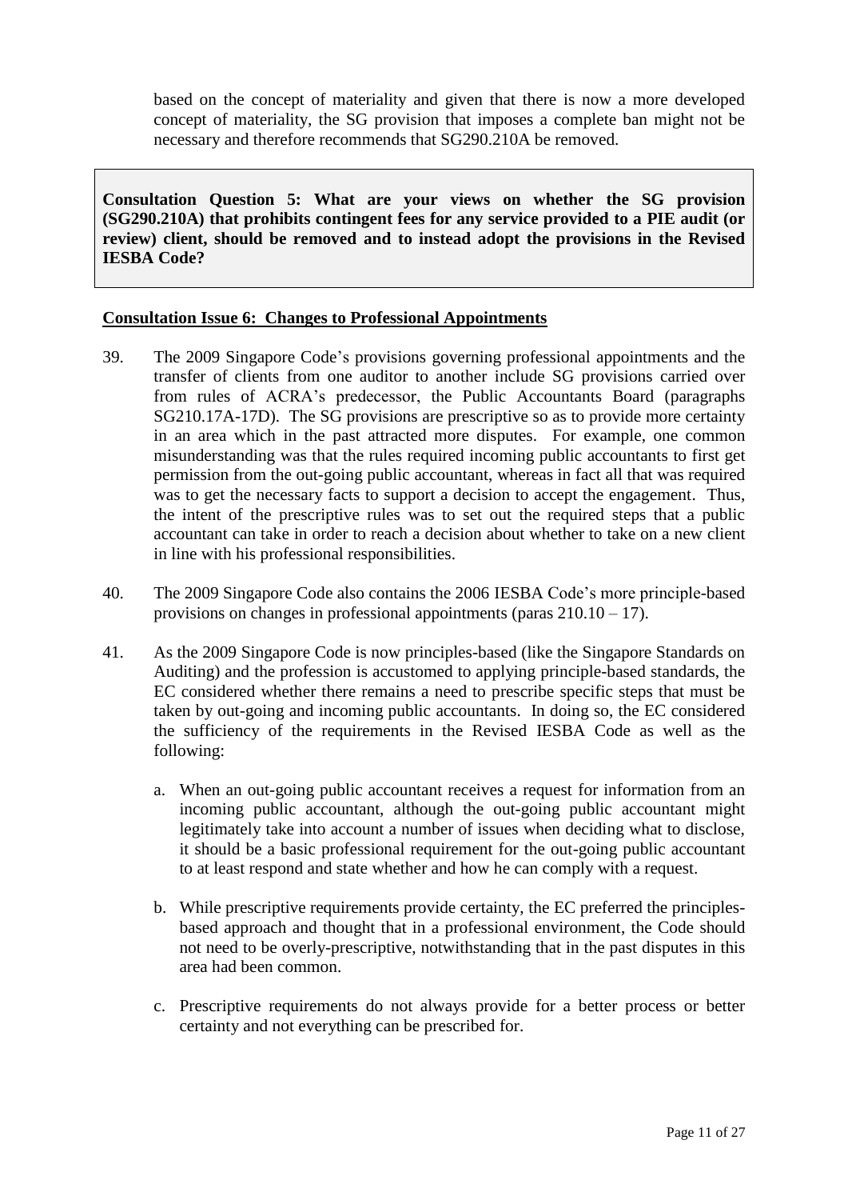based on the concept of materiality and given that there is now a more developed concept of materiality, the SG provision that imposes a complete ban might not be necessary and therefore recommends that SG290.210A be removed.

> **Consultation Question 5: What are your views on whether the SG provision (SG290.210A) that prohibits contingent fees for any service provided to a PIE audit (or review) client, should be removed and to instead adopt the provisions in the Revised IESBA Code?**

**Consultation Issue 6: Changes to Professional Appointments**

39. The 2009 Singapore Code's provisions governing professional appointments and the transfer of clients from one auditor to another include SG provisions carried over from rules of ACRA's predecessor, the Public Accountants Board (paragraphs SG210.17A-17D). The SG provisions are prescriptive so as to provide more certainty in an area which in the past attracted more disputes. For example, one common misunderstanding was that the rules required incoming public accountants to first get permission from the out-going public accountant, whereas in fact all that was required was to get the necessary facts to support a decision to accept the engagement. Thus, the intent of the prescriptive rules was to set out the required steps that a public accountant can take in order to reach a decision about whether to take on a new client in line with his professional responsibilities.

40. The 2009 Singapore Code also contains the 2006 IESBA Code's more principle-based provisions on changes in professional appointments (paras 210.10 – 17).

41. As the 2009 Singapore Code is now principles-based (like the Singapore Standards on Auditing) and the profession is accustomed to applying principle-based standards, the EC considered whether there remains a need to prescribe specific steps that must be taken by out-going and incoming public accountants. In doing so, the EC considered the sufficiency of the requirements in the Revised IESBA Code as well as the following:

    a. When an out-going public accountant receives a request for information from an incoming public accountant, although the out-going public accountant might legitimately take into account a number of issues when deciding what to disclose, it should be a basic professional requirement for the out-going public accountant to at least respond and state whether and how he can comply with a request.

    b. While prescriptive requirements provide certainty, the EC preferred the principles-based approach and thought that in a professional environment, the Code should not need to be overly-prescriptive, notwithstanding that in the past disputes in this area had been common.

    c. Prescriptive requirements do not always provide for a better process or better certainty and not everything can be prescribed for.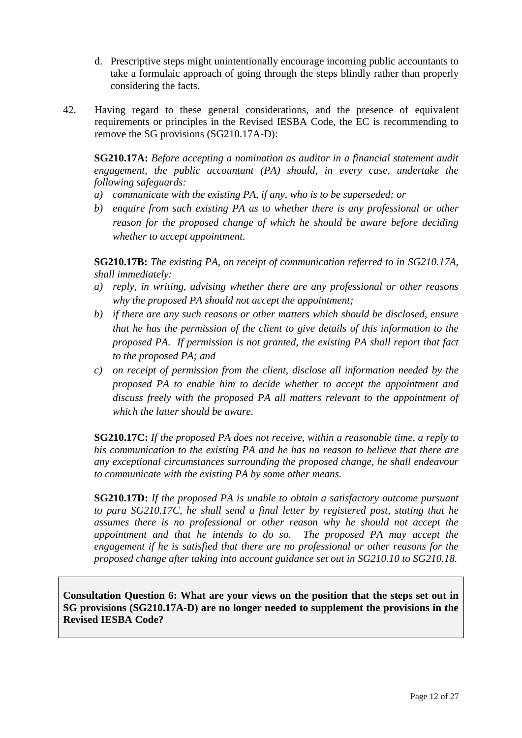d. Prescriptive steps might unintentionally encourage incoming public accountants to take a formulaic approach of going through the steps blindly rather than properly considering the facts.

42. Having regard to these general considerations, and the presence of equivalent requirements or principles in the Revised IESBA Code, the EC is recommending to remove the SG provisions (SG210.17A-D):

**SG210.17A:** *Before accepting a nomination as auditor in a financial statement audit engagement, the public accountant (PA) should, in every case, undertake the following safeguards:*

*a) communicate with the existing PA, if any, who is to be superseded; or*

*b) enquire from such existing PA as to whether there is any professional or other reason for the proposed change of which he should be aware before deciding whether to accept appointment.*

**SG210.17B:** *The existing PA, on receipt of communication referred to in SG210.17A, shall immediately:*

*a) reply, in writing, advising whether there are any professional or other reasons why the proposed PA should not accept the appointment;*

*b) if there are any such reasons or other matters which should be disclosed, ensure that he has the permission of the client to give details of this information to the proposed PA. If permission is not granted, the existing PA shall report that fact to the proposed PA; and*

*c) on receipt of permission from the client, disclose all information needed by the proposed PA to enable him to decide whether to accept the appointment and discuss freely with the proposed PA all matters relevant to the appointment of which the latter should be aware.*

**SG210.17C:** *If the proposed PA does not receive, within a reasonable time, a reply to his communication to the existing PA and he has no reason to believe that there are any exceptional circumstances surrounding the proposed change, he shall endeavour to communicate with the existing PA by some other means.*

**SG210.17D:** *If the proposed PA is unable to obtain a satisfactory outcome pursuant to para SG210.17C, he shall send a final letter by registered post, stating that he assumes there is no professional or other reason why he should not accept the appointment and that he intends to do so. The proposed PA may accept the engagement if he is satisfied that there are no professional or other reasons for the proposed change after taking into account guidance set out in SG210.10 to SG210.18.*

**Consultation Question 6: What are your views on the position that the steps set out in SG provisions (SG210.17A-D) are no longer needed to supplement the provisions in the Revised IESBA Code?**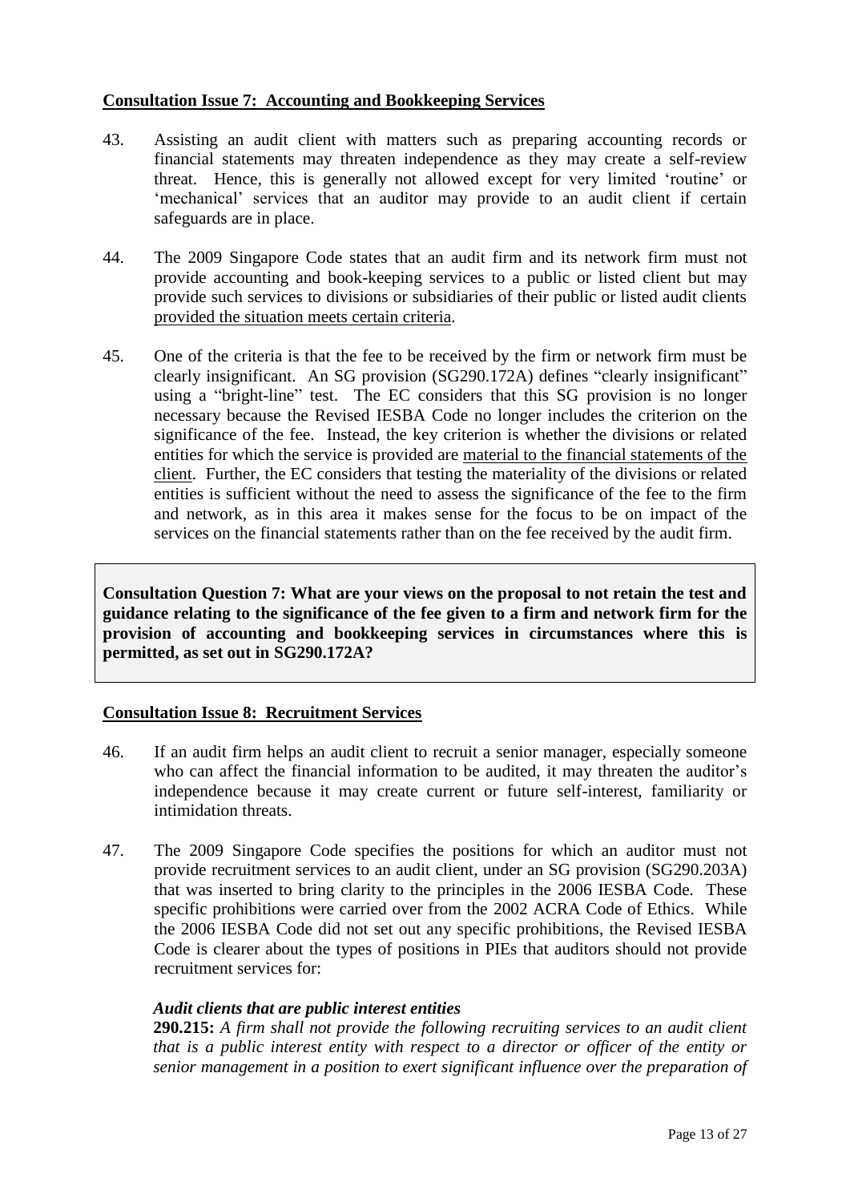**Consultation Issue 7: Accounting and Bookkeeping Services**

43. Assisting an audit client with matters such as preparing accounting records or financial statements may threaten independence as they may create a self-review threat. Hence, this is generally not allowed except for very limited 'routine' or 'mechanical' services that an auditor may provide to an audit client if certain safeguards are in place.

44. The 2009 Singapore Code states that an audit firm and its network firm must not provide accounting and book-keeping services to a public or listed client but may provide such services to divisions or subsidiaries of their public or listed audit clients provided the situation meets certain criteria.

45. One of the criteria is that the fee to be received by the firm or network firm must be clearly insignificant. An SG provision (SG290.172A) defines "clearly insignificant" using a "bright-line" test. The EC considers that this SG provision is no longer necessary because the Revised IESBA Code no longer includes the criterion on the significance of the fee. Instead, the key criterion is whether the divisions or related entities for which the service is provided are material to the financial statements of the client. Further, the EC considers that testing the materiality of the divisions or related entities is sufficient without the need to assess the significance of the fee to the firm and network, as in this area it makes sense for the focus to be on impact of the services on the financial statements rather than on the fee received by the audit firm.

**Consultation Question 7: What are your views on the proposal to not retain the test and guidance relating to the significance of the fee given to a firm and network firm for the provision of accounting and bookkeeping services in circumstances where this is permitted, as set out in SG290.172A?**

**Consultation Issue 8: Recruitment Services**

46. If an audit firm helps an audit client to recruit a senior manager, especially someone who can affect the financial information to be audited, it may threaten the auditor's independence because it may create current or future self-interest, familiarity or intimidation threats.

47. The 2009 Singapore Code specifies the positions for which an auditor must not provide recruitment services to an audit client, under an SG provision (SG290.203A) that was inserted to bring clarity to the principles in the 2006 IESBA Code. These specific prohibitions were carried over from the 2002 ACRA Code of Ethics. While the 2006 IESBA Code did not set out any specific prohibitions, the Revised IESBA Code is clearer about the types of positions in PIEs that auditors should not provide recruitment services for:

*Audit clients that are public interest entities*

**290.215:** *A firm shall not provide the following recruiting services to an audit client that is a public interest entity with respect to a director or officer of the entity or senior management in a position to exert significant influence over the preparation of*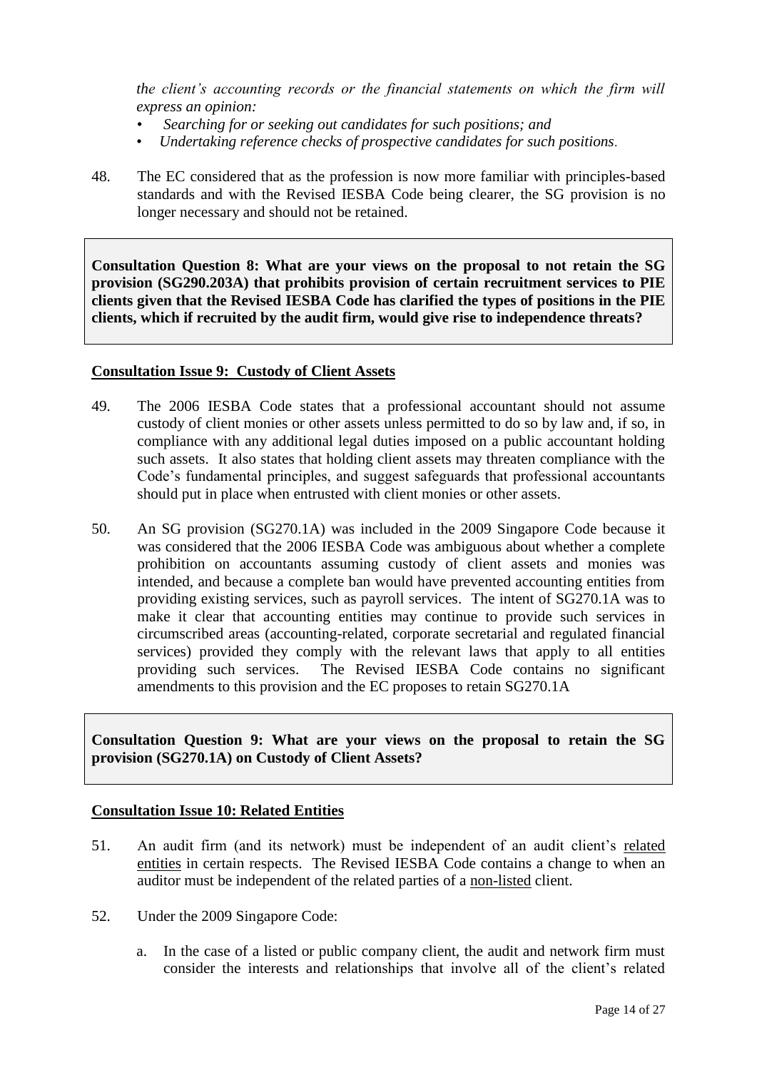*the client's accounting records or the financial statements on which the firm will express an opinion:*

- *Searching for or seeking out candidates for such positions; and*
- *Undertaking reference checks of prospective candidates for such positions.*

48. The EC considered that as the profession is now more familiar with principles-based standards and with the Revised IESBA Code being clearer, the SG provision is no longer necessary and should not be retained.

**Consultation Question 8: What are your views on the proposal to not retain the SG provision (SG290.203A) that prohibits provision of certain recruitment services to PIE clients given that the Revised IESBA Code has clarified the types of positions in the PIE clients, which if recruited by the audit firm, would give rise to independence threats?**

**Consultation Issue 9: Custody of Client Assets**

49. The 2006 IESBA Code states that a professional accountant should not assume custody of client monies or other assets unless permitted to do so by law and, if so, in compliance with any additional legal duties imposed on a public accountant holding such assets. It also states that holding client assets may threaten compliance with the Code's fundamental principles, and suggest safeguards that professional accountants should put in place when entrusted with client monies or other assets.

50. An SG provision (SG270.1A) was included in the 2009 Singapore Code because it was considered that the 2006 IESBA Code was ambiguous about whether a complete prohibition on accountants assuming custody of client assets and monies was intended, and because a complete ban would have prevented accounting entities from providing existing services, such as payroll services. The intent of SG270.1A was to make it clear that accounting entities may continue to provide such services in circumscribed areas (accounting-related, corporate secretarial and regulated financial services) provided they comply with the relevant laws that apply to all entities providing such services. The Revised IESBA Code contains no significant amendments to this provision and the EC proposes to retain SG270.1A

**Consultation Question 9: What are your views on the proposal to retain the SG provision (SG270.1A) on Custody of Client Assets?**

**Consultation Issue 10: Related Entities**

51. An audit firm (and its network) must be independent of an audit client's related entities in certain respects. The Revised IESBA Code contains a change to when an auditor must be independent of the related parties of a non-listed client.

52. Under the 2009 Singapore Code:

    a. In the case of a listed or public company client, the audit and network firm must consider the interests and relationships that involve all of the client's related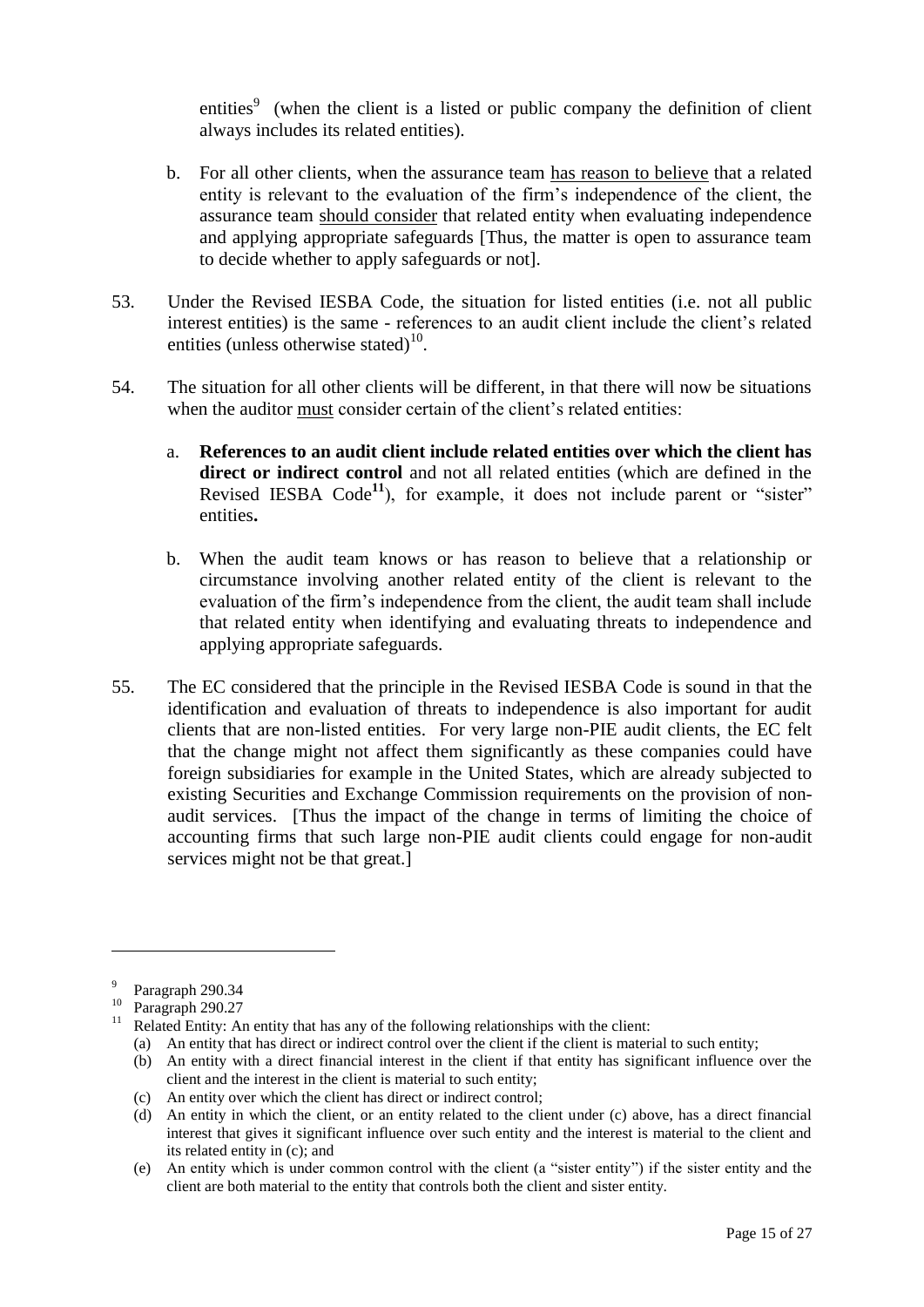entities[9] (when the client is a listed or public company the definition of client always includes its related entities).

b. For all other clients, when the assurance team <u>has reason to believe</u> that a related entity is relevant to the evaluation of the firm's independence of the client, the assurance team <u>should consider</u> that related entity when evaluating independence and applying appropriate safeguards [Thus, the matter is open to assurance team to decide whether to apply safeguards or not].

53. Under the Revised IESBA Code, the situation for listed entities (i.e. not all public interest entities) is the same - references to an audit client include the client's related entities (unless otherwise stated)[10].

54. The situation for all other clients will be different, in that there will now be situations when the auditor <u>must</u> consider certain of the client's related entities:

a. **References to an audit client include related entities over which the client has direct or indirect control** and not all related entities (which are defined in the Revised IESBA Code[11]), for example, it does not include parent or "sister" entities**.**

b. When the audit team knows or has reason to believe that a relationship or circumstance involving another related entity of the client is relevant to the evaluation of the firm's independence from the client, the audit team shall include that related entity when identifying and evaluating threats to independence and applying appropriate safeguards.

55. The EC considered that the principle in the Revised IESBA Code is sound in that the identification and evaluation of threats to independence is also important for audit clients that are non-listed entities. For very large non-PIE audit clients, the EC felt that the change might not affect them significantly as these companies could have foreign subsidiaries for example in the United States, which are already subjected to existing Securities and Exchange Commission requirements on the provision of non-audit services. [Thus the impact of the change in terms of limiting the choice of accounting firms that such large non-PIE audit clients could engage for non-audit services might not be that great.]

---

[9] Paragraph 290.34

[10] Paragraph 290.27

[11] Related Entity: An entity that has any of the following relationships with the client:

(a) An entity that has direct or indirect control over the client if the client is material to such entity;

(b) An entity with a direct financial interest in the client if that entity has significant influence over the client and the interest in the client is material to such entity;

(c) An entity over which the client has direct or indirect control;

(d) An entity in which the client, or an entity related to the client under (c) above, has a direct financial interest that gives it significant influence over such entity and the interest is material to the client and its related entity in (c); and

(e) An entity which is under common control with the client (a "sister entity") if the sister entity and the client are both material to the entity that controls both the client and sister entity.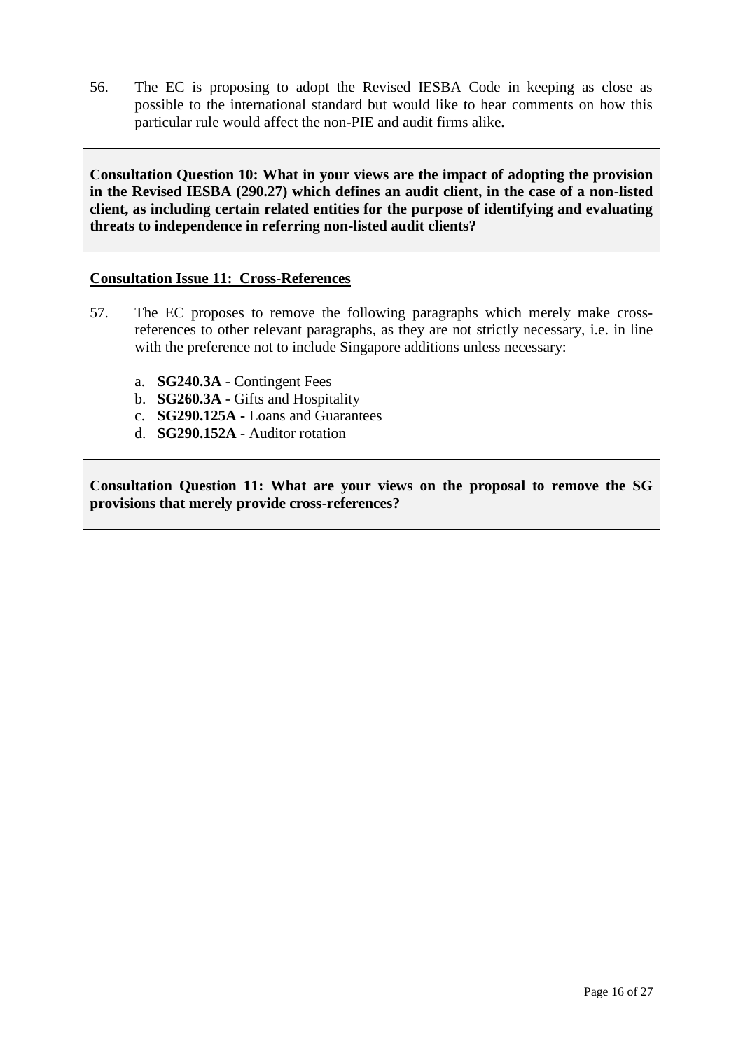56. The EC is proposing to adopt the Revised IESBA Code in keeping as close as possible to the international standard but would like to hear comments on how this particular rule would affect the non-PIE and audit firms alike.

> **Consultation Question 10: What in your views are the impact of adopting the provision in the Revised IESBA (290.27) which defines an audit client, in the case of a non-listed client, as including certain related entities for the purpose of identifying and evaluating threats to independence in referring non-listed audit clients?**

**<u>Consultation Issue 11: Cross-References</u>**

57. The EC proposes to remove the following paragraphs which merely make cross-references to other relevant paragraphs, as they are not strictly necessary, i.e. in line with the preference not to include Singapore additions unless necessary:

    a. **SG240.3A** - Contingent Fees
    b. **SG260.3A** - Gifts and Hospitality
    c. **SG290.125A -** Loans and Guarantees
    d. **SG290.152A -** Auditor rotation

> **Consultation Question 11: What are your views on the proposal to remove the SG provisions that merely provide cross-references?**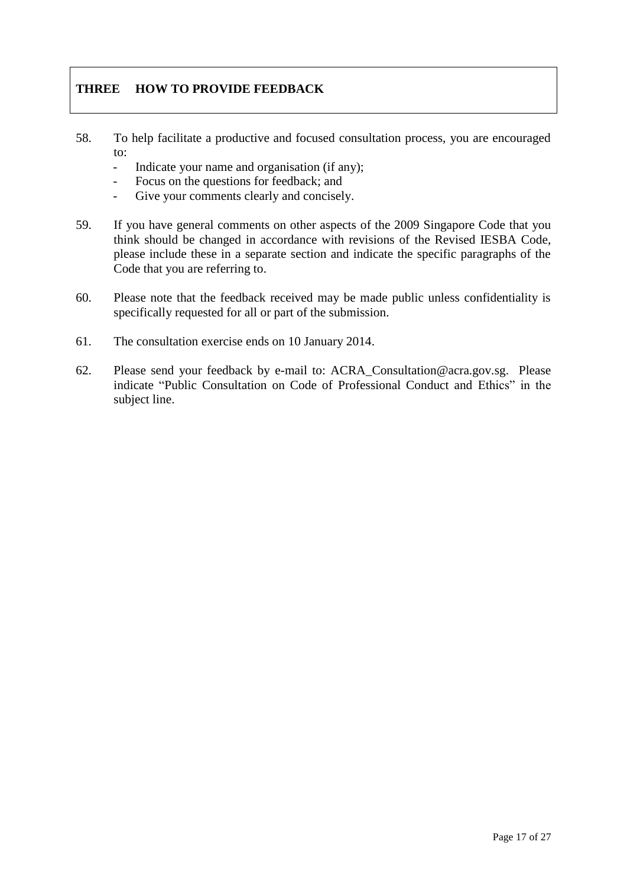## THREE HOW TO PROVIDE FEEDBACK

58. To help facilitate a productive and focused consultation process, you are encouraged to:
    - Indicate your name and organisation (if any);
    - Focus on the questions for feedback; and
    - Give your comments clearly and concisely.

59. If you have general comments on other aspects of the 2009 Singapore Code that you think should be changed in accordance with revisions of the Revised IESBA Code, please include these in a separate section and indicate the specific paragraphs of the Code that you are referring to.

60. Please note that the feedback received may be made public unless confidentiality is specifically requested for all or part of the submission.

61. The consultation exercise ends on 10 January 2014.

62. Please send your feedback by e-mail to: ACRA_Consultation@acra.gov.sg. Please indicate "Public Consultation on Code of Professional Conduct and Ethics" in the subject line.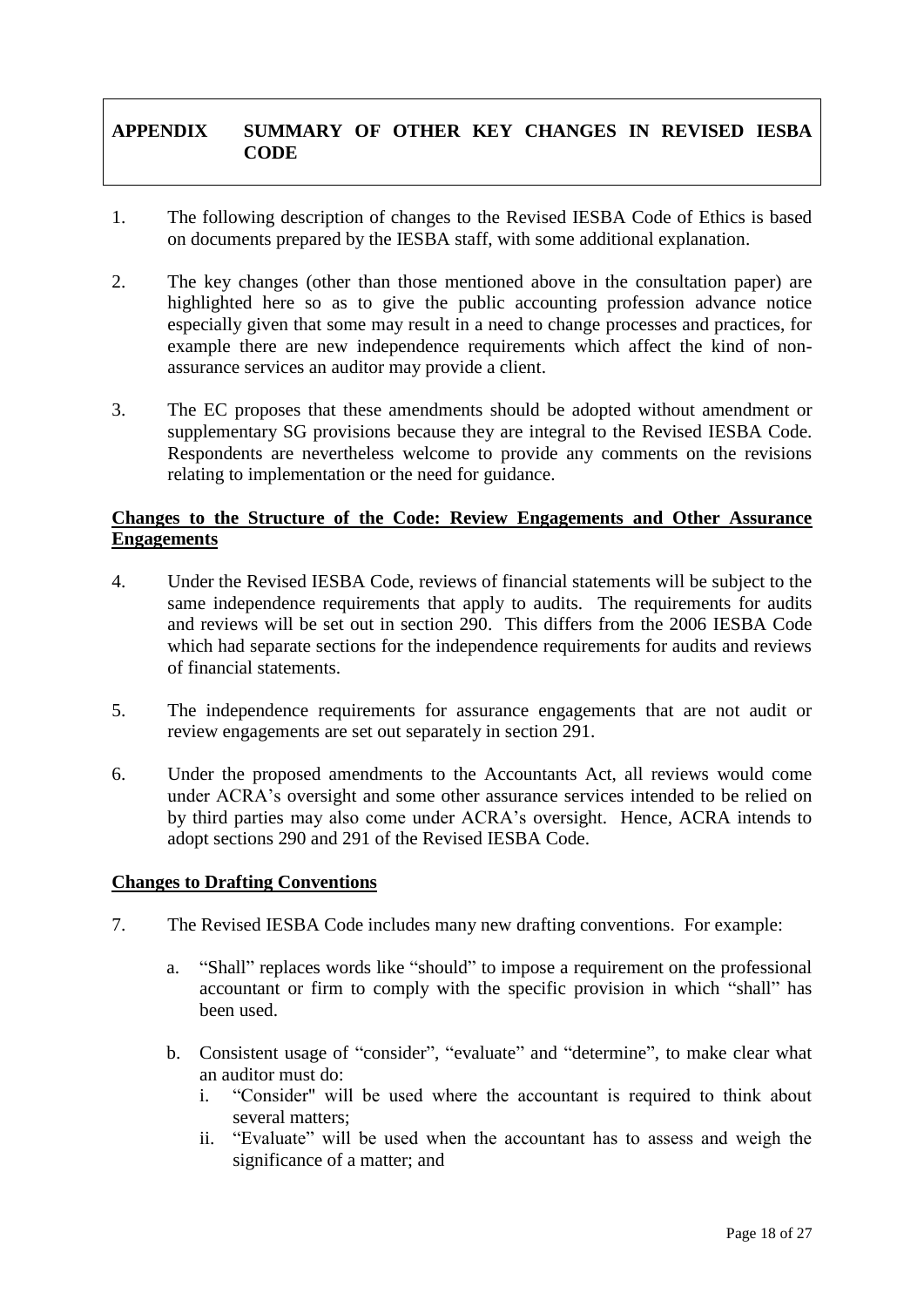## APPENDIX SUMMARY OF OTHER KEY CHANGES IN REVISED IESBA CODE

1. The following description of changes to the Revised IESBA Code of Ethics is based on documents prepared by the IESBA staff, with some additional explanation.

2. The key changes (other than those mentioned above in the consultation paper) are highlighted here so as to give the public accounting profession advance notice especially given that some may result in a need to change processes and practices, for example there are new independence requirements which affect the kind of non-assurance services an auditor may provide a client.

3. The EC proposes that these amendments should be adopted without amendment or supplementary SG provisions because they are integral to the Revised IESBA Code. Respondents are nevertheless welcome to provide any comments on the revisions relating to implementation or the need for guidance.

### Changes to the Structure of the Code: Review Engagements and Other Assurance Engagements

4. Under the Revised IESBA Code, reviews of financial statements will be subject to the same independence requirements that apply to audits. The requirements for audits and reviews will be set out in section 290. This differs from the 2006 IESBA Code which had separate sections for the independence requirements for audits and reviews of financial statements.

5. The independence requirements for assurance engagements that are not audit or review engagements are set out separately in section 291.

6. Under the proposed amendments to the Accountants Act, all reviews would come under ACRA's oversight and some other assurance services intended to be relied on by third parties may also come under ACRA's oversight. Hence, ACRA intends to adopt sections 290 and 291 of the Revised IESBA Code.

### Changes to Drafting Conventions

7. The Revised IESBA Code includes many new drafting conventions. For example:

   a. "Shall" replaces words like "should" to impose a requirement on the professional accountant or firm to comply with the specific provision in which "shall" has been used.

   b. Consistent usage of "consider", "evaluate" and "determine", to make clear what an auditor must do:
      i. "Consider" will be used where the accountant is required to think about several matters;
      ii. "Evaluate" will be used when the accountant has to assess and weigh the significance of a matter; and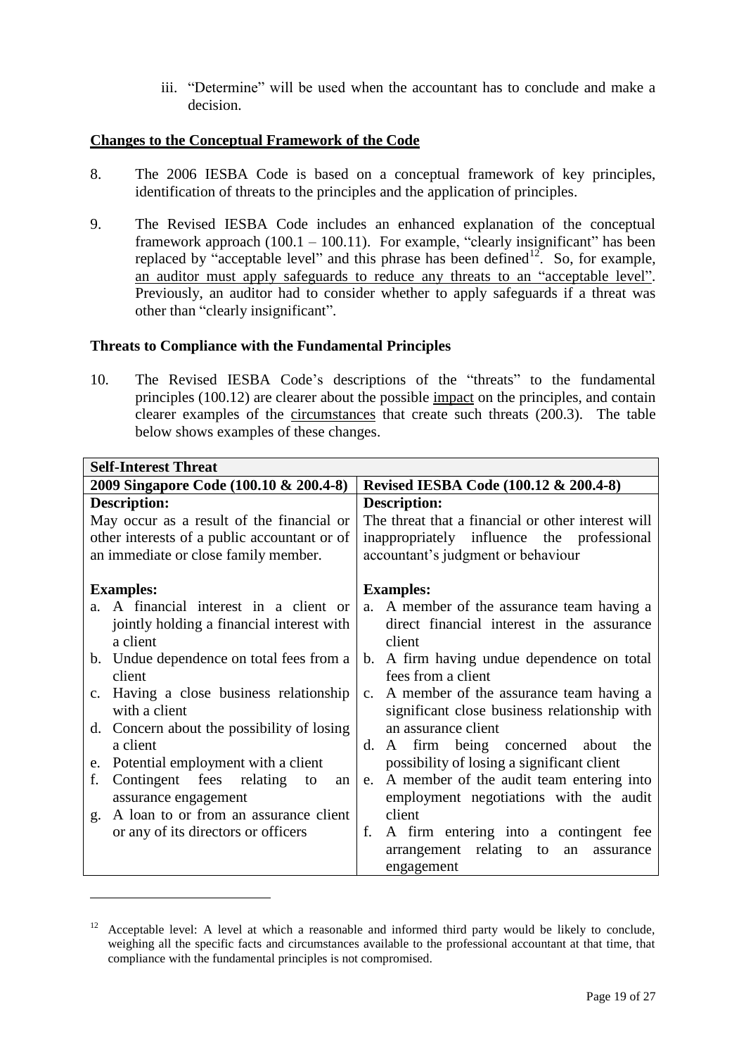iii. "Determine" will be used when the accountant has to conclude and make a decision.

**Changes to the Conceptual Framework of the Code**

8. The 2006 IESBA Code is based on a conceptual framework of key principles, identification of threats to the principles and the application of principles.

9. The Revised IESBA Code includes an enhanced explanation of the conceptual framework approach (100.1 – 100.11). For example, "clearly insignificant" has been replaced by "acceptable level" and this phrase has been defined[12]. So, for example, <u>an auditor must apply safeguards to reduce any threats to an "acceptable level"</u>. Previously, an auditor had to consider whether to apply safeguards if a threat was other than "clearly insignificant".

**Threats to Compliance with the Fundamental Principles**

10. The Revised IESBA Code's descriptions of the "threats" to the fundamental principles (100.12) are clearer about the possible <u>impact</u> on the principles, and contain clearer examples of the <u>circumstances</u> that create such threats (200.3). The table below shows examples of these changes.

| **Self-Interest Threat** | |
|---|---|
| **2009 Singapore Code (100.10 & 200.4-8)** | **Revised IESBA Code (100.12 & 200.4-8)** |
| **Description:**<br>May occur as a result of the financial or other interests of a public accountant or of an immediate or close family member. | **Description:**<br>The threat that a financial or other interest will inappropriately influence the professional accountant's judgment or behaviour |
| **Examples:**<br>a. A financial interest in a client or jointly holding a financial interest with a client<br>b. Undue dependence on total fees from a client<br>c. Having a close business relationship with a client<br>d. Concern about the possibility of losing a client<br>e. Potential employment with a client<br>f. Contingent fees relating to an assurance engagement<br>g. A loan to or from an assurance client or any of its directors or officers | **Examples:**<br>a. A member of the assurance team having a direct financial interest in the assurance client<br>b. A firm having undue dependence on total fees from a client<br>c. A member of the assurance team having a significant close business relationship with an assurance client<br>d. A firm being concerned about the possibility of losing a significant client<br>e. A member of the audit team entering into employment negotiations with the audit client<br>f. A firm entering into a contingent fee arrangement relating to an assurance engagement |

[12] Acceptable level: A level at which a reasonable and informed third party would be likely to conclude, weighing all the specific facts and circumstances available to the professional accountant at that time, that compliance with the fundamental principles is not compromised.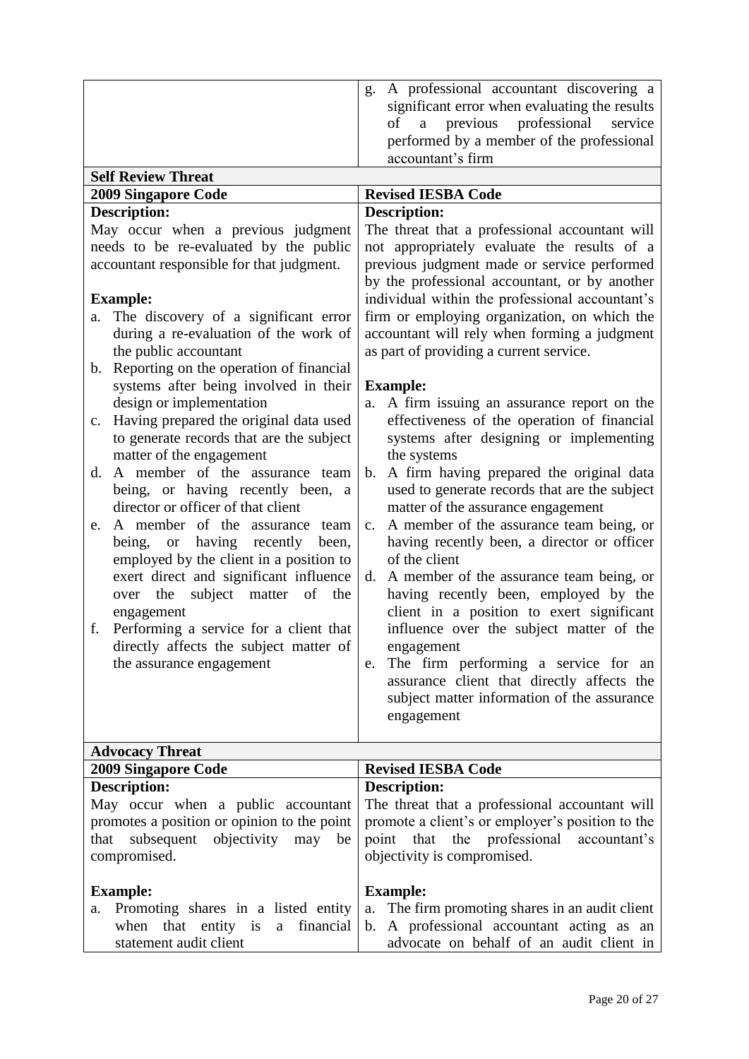| | g. A professional accountant discovering a significant error when evaluating the results of a previous professional service performed by a member of the professional accountant's firm |
|---|---|

**Self Review Threat**

| 2009 Singapore Code | Revised IESBA Code |
|---|---|
| **Description:**<br>May occur when a previous judgment needs to be re-evaluated by the public accountant responsible for that judgment.<br><br>**Example:**<br>a. The discovery of a significant error during a re-evaluation of the work of the public accountant<br>b. Reporting on the operation of financial systems after being involved in their design or implementation<br>c. Having prepared the original data used to generate records that are the subject matter of the engagement<br>d. A member of the assurance team being, or having recently been, a director or officer of that client<br>e. A member of the assurance team being, or having recently been, employed by the client in a position to exert direct and significant influence over the subject matter of the engagement<br>f. Performing a service for a client that directly affects the subject matter of the assurance engagement | **Description:**<br>The threat that a professional accountant will not appropriately evaluate the results of a previous judgment made or service performed by the professional accountant, or by another individual within the professional accountant's firm or employing organization, on which the accountant will rely when forming a judgment as part of providing a current service.<br><br>**Example:**<br>a. A firm issuing an assurance report on the effectiveness of the operation of financial systems after designing or implementing the systems<br>b. A firm having prepared the original data used to generate records that are the subject matter of the assurance engagement<br>c. A member of the assurance team being, or having recently been, a director or officer of the client<br>d. A member of the assurance team being, or having recently been, employed by the client in a position to exert significant influence over the subject matter of the engagement<br>e. The firm performing a service for an assurance client that directly affects the subject matter information of the assurance engagement |

**Advocacy Threat**

| 2009 Singapore Code | Revised IESBA Code |
|---|---|
| **Description:**<br>May occur when a public accountant promotes a position or opinion to the point that subsequent objectivity may be compromised.<br><br>**Example:**<br>a. Promoting shares in a listed entity when that entity is a financial statement audit client | **Description:**<br>The threat that a professional accountant will promote a client's or employer's position to the point that the professional accountant's objectivity is compromised.<br><br>**Example:**<br>a. The firm promoting shares in an audit client<br>b. A professional accountant acting as an advocate on behalf of an audit client in |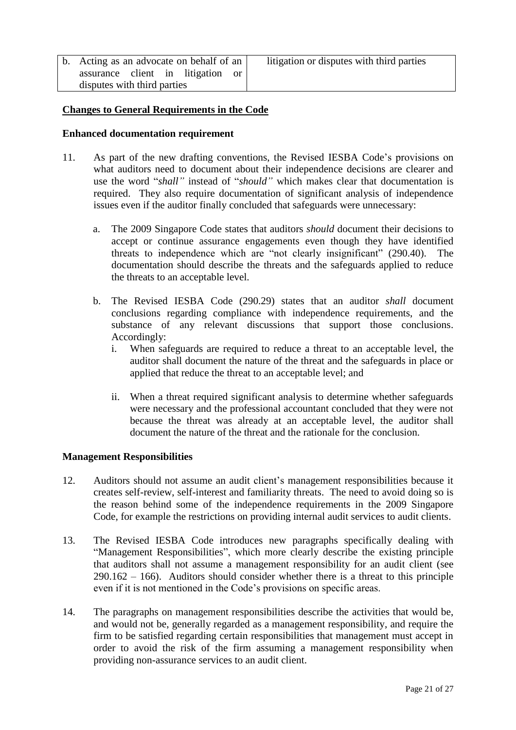| b. Acting as an advocate on behalf of an assurance client in litigation or disputes with third parties | litigation or disputes with third parties |
|---|---|

**Changes to General Requirements in the Code**

**Enhanced documentation requirement**

11. As part of the new drafting conventions, the Revised IESBA Code's provisions on what auditors need to document about their independence decisions are clearer and use the word "*shall"* instead of "*should"* which makes clear that documentation is required. They also require documentation of significant analysis of independence issues even if the auditor finally concluded that safeguards were unnecessary:

    a. The 2009 Singapore Code states that auditors *should* document their decisions to accept or continue assurance engagements even though they have identified threats to independence which are "not clearly insignificant" (290.40). The documentation should describe the threats and the safeguards applied to reduce the threats to an acceptable level.

    b. The Revised IESBA Code (290.29) states that an auditor *shall* document conclusions regarding compliance with independence requirements, and the substance of any relevant discussions that support those conclusions. Accordingly:

        i. When safeguards are required to reduce a threat to an acceptable level, the auditor shall document the nature of the threat and the safeguards in place or applied that reduce the threat to an acceptable level; and

        ii. When a threat required significant analysis to determine whether safeguards were necessary and the professional accountant concluded that they were not because the threat was already at an acceptable level, the auditor shall document the nature of the threat and the rationale for the conclusion.

**Management Responsibilities**

12. Auditors should not assume an audit client's management responsibilities because it creates self-review, self-interest and familiarity threats. The need to avoid doing so is the reason behind some of the independence requirements in the 2009 Singapore Code, for example the restrictions on providing internal audit services to audit clients.

13. The Revised IESBA Code introduces new paragraphs specifically dealing with "Management Responsibilities", which more clearly describe the existing principle that auditors shall not assume a management responsibility for an audit client (see 290.162 – 166). Auditors should consider whether there is a threat to this principle even if it is not mentioned in the Code's provisions on specific areas.

14. The paragraphs on management responsibilities describe the activities that would be, and would not be, generally regarded as a management responsibility, and require the firm to be satisfied regarding certain responsibilities that management must accept in order to avoid the risk of the firm assuming a management responsibility when providing non-assurance services to an audit client.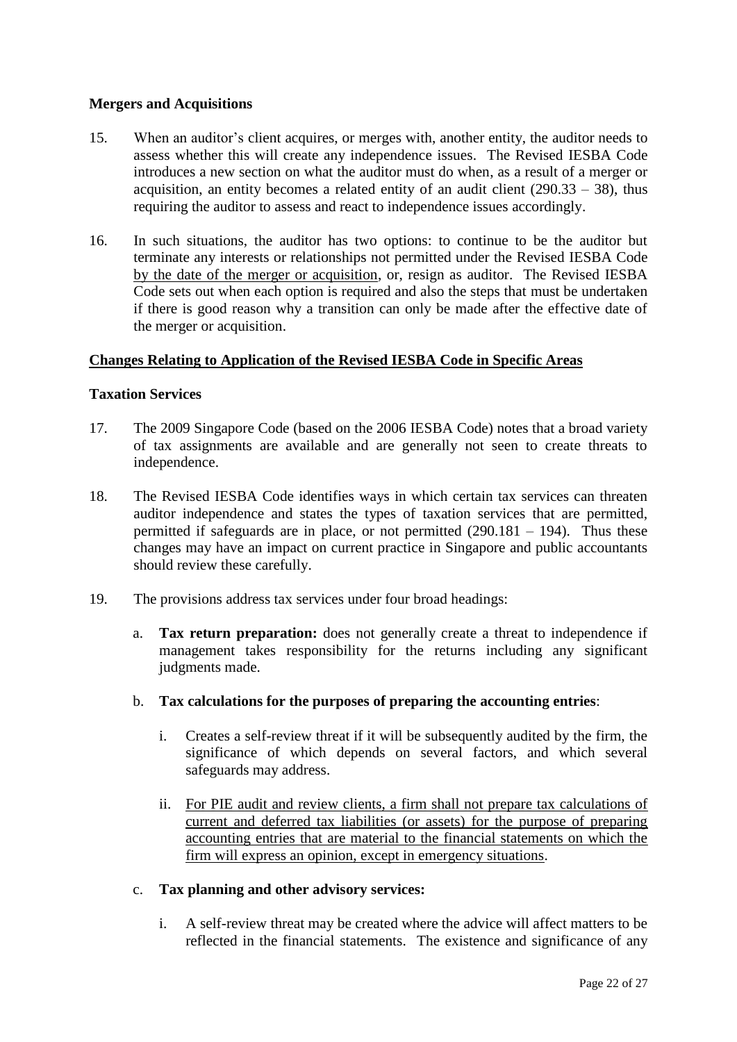**Mergers and Acquisitions**

15. When an auditor's client acquires, or merges with, another entity, the auditor needs to assess whether this will create any independence issues. The Revised IESBA Code introduces a new section on what the auditor must do when, as a result of a merger or acquisition, an entity becomes a related entity of an audit client (290.33 – 38), thus requiring the auditor to assess and react to independence issues accordingly.

16. In such situations, the auditor has two options: to continue to be the auditor but terminate any interests or relationships not permitted under the Revised IESBA Code <u>by the date of the merger or acquisition</u>, or, resign as auditor. The Revised IESBA Code sets out when each option is required and also the steps that must be undertaken if there is good reason why a transition can only be made after the effective date of the merger or acquisition.

## <u>Changes Relating to Application of the Revised IESBA Code in Specific Areas</u>

**Taxation Services**

17. The 2009 Singapore Code (based on the 2006 IESBA Code) notes that a broad variety of tax assignments are available and are generally not seen to create threats to independence.

18. The Revised IESBA Code identifies ways in which certain tax services can threaten auditor independence and states the types of taxation services that are permitted, permitted if safeguards are in place, or not permitted (290.181 – 194). Thus these changes may have an impact on current practice in Singapore and public accountants should review these carefully.

19. The provisions address tax services under four broad headings:

    a. **Tax return preparation:** does not generally create a threat to independence if management takes responsibility for the returns including any significant judgments made.

    b. **Tax calculations for the purposes of preparing the accounting entries**:

        i. Creates a self-review threat if it will be subsequently audited by the firm, the significance of which depends on several factors, and which several safeguards may address.

        ii. <u>For PIE audit and review clients, a firm shall not prepare tax calculations of current and deferred tax liabilities (or assets) for the purpose of preparing accounting entries that are material to the financial statements on which the firm will express an opinion, except in emergency situations</u>.

    c. **Tax planning and other advisory services:**

        i. A self-review threat may be created where the advice will affect matters to be reflected in the financial statements. The existence and significance of any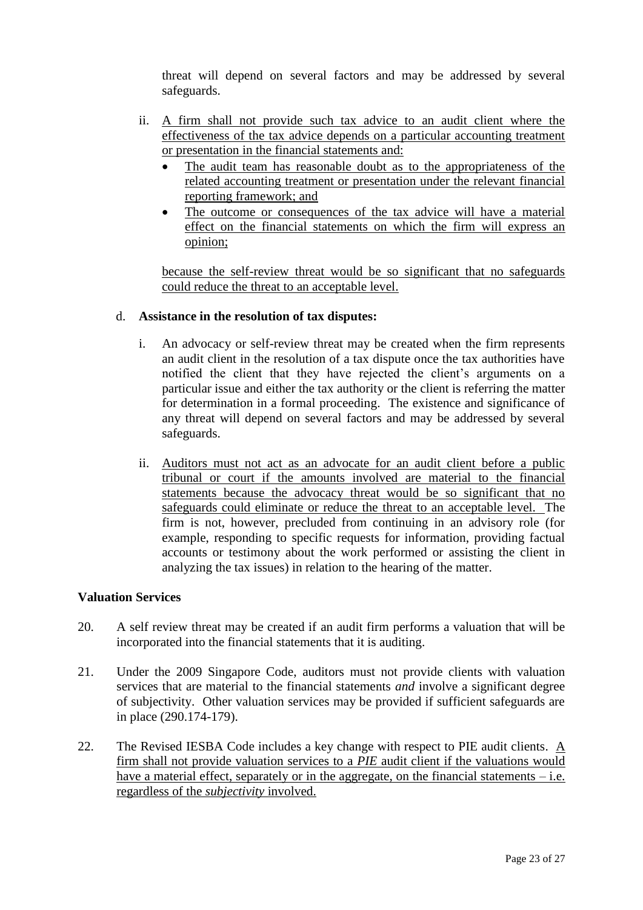threat will depend on several factors and may be addressed by several safeguards.

ii. A firm shall not provide such tax advice to an audit client where the effectiveness of the tax advice depends on a particular accounting treatment or presentation in the financial statements and:

- The audit team has reasonable doubt as to the appropriateness of the related accounting treatment or presentation under the relevant financial reporting framework; and
- The outcome or consequences of the tax advice will have a material effect on the financial statements on which the firm will express an opinion;

because the self-review threat would be so significant that no safeguards could reduce the threat to an acceptable level.

d. **Assistance in the resolution of tax disputes:**

i. An advocacy or self-review threat may be created when the firm represents an audit client in the resolution of a tax dispute once the tax authorities have notified the client that they have rejected the client's arguments on a particular issue and either the tax authority or the client is referring the matter for determination in a formal proceeding. The existence and significance of any threat will depend on several factors and may be addressed by several safeguards.

ii. Auditors must not act as an advocate for an audit client before a public tribunal or court if the amounts involved are material to the financial statements because the advocacy threat would be so significant that no safeguards could eliminate or reduce the threat to an acceptable level. The firm is not, however, precluded from continuing in an advisory role (for example, responding to specific requests for information, providing factual accounts or testimony about the work performed or assisting the client in analyzing the tax issues) in relation to the hearing of the matter.

**Valuation Services**

20. A self review threat may be created if an audit firm performs a valuation that will be incorporated into the financial statements that it is auditing.

21. Under the 2009 Singapore Code, auditors must not provide clients with valuation services that are material to the financial statements *and* involve a significant degree of subjectivity. Other valuation services may be provided if sufficient safeguards are in place (290.174-179).

22. The Revised IESBA Code includes a key change with respect to PIE audit clients. A firm shall not provide valuation services to a *PIE* audit client if the valuations would have a material effect, separately or in the aggregate, on the financial statements – i.e. regardless of the *subjectivity* involved.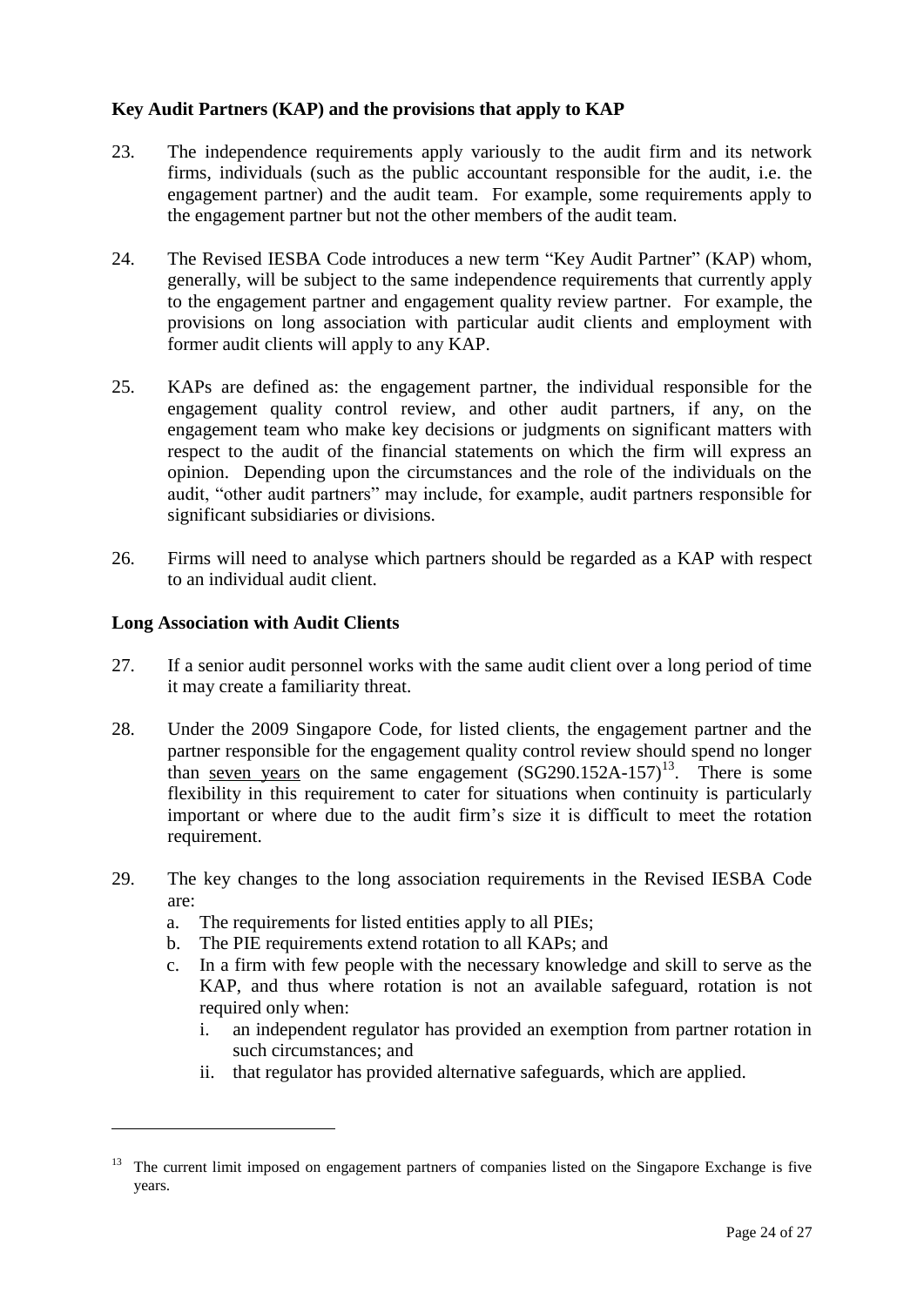### Key Audit Partners (KAP) and the provisions that apply to KAP

23. The independence requirements apply variously to the audit firm and its network firms, individuals (such as the public accountant responsible for the audit, i.e. the engagement partner) and the audit team. For example, some requirements apply to the engagement partner but not the other members of the audit team.

24. The Revised IESBA Code introduces a new term "Key Audit Partner" (KAP) whom, generally, will be subject to the same independence requirements that currently apply to the engagement partner and engagement quality review partner. For example, the provisions on long association with particular audit clients and employment with former audit clients will apply to any KAP.

25. KAPs are defined as: the engagement partner, the individual responsible for the engagement quality control review, and other audit partners, if any, on the engagement team who make key decisions or judgments on significant matters with respect to the audit of the financial statements on which the firm will express an opinion. Depending upon the circumstances and the role of the individuals on the audit, "other audit partners" may include, for example, audit partners responsible for significant subsidiaries or divisions.

26. Firms will need to analyse which partners should be regarded as a KAP with respect to an individual audit client.

### Long Association with Audit Clients

27. If a senior audit personnel works with the same audit client over a long period of time it may create a familiarity threat.

28. Under the 2009 Singapore Code, for listed clients, the engagement partner and the partner responsible for the engagement quality control review should spend no longer than <u>seven years</u> on the same engagement (SG290.152A-157)[13]. There is some flexibility in this requirement to cater for situations when continuity is particularly important or where due to the audit firm's size it is difficult to meet the rotation requirement.

29. The key changes to the long association requirements in the Revised IESBA Code are:
    a. The requirements for listed entities apply to all PIEs;
    b. The PIE requirements extend rotation to all KAPs; and
    c. In a firm with few people with the necessary knowledge and skill to serve as the KAP, and thus where rotation is not an available safeguard, rotation is not required only when:
        i. an independent regulator has provided an exemption from partner rotation in such circumstances; and
        ii. that regulator has provided alternative safeguards, which are applied.

---

[13] The current limit imposed on engagement partners of companies listed on the Singapore Exchange is five years.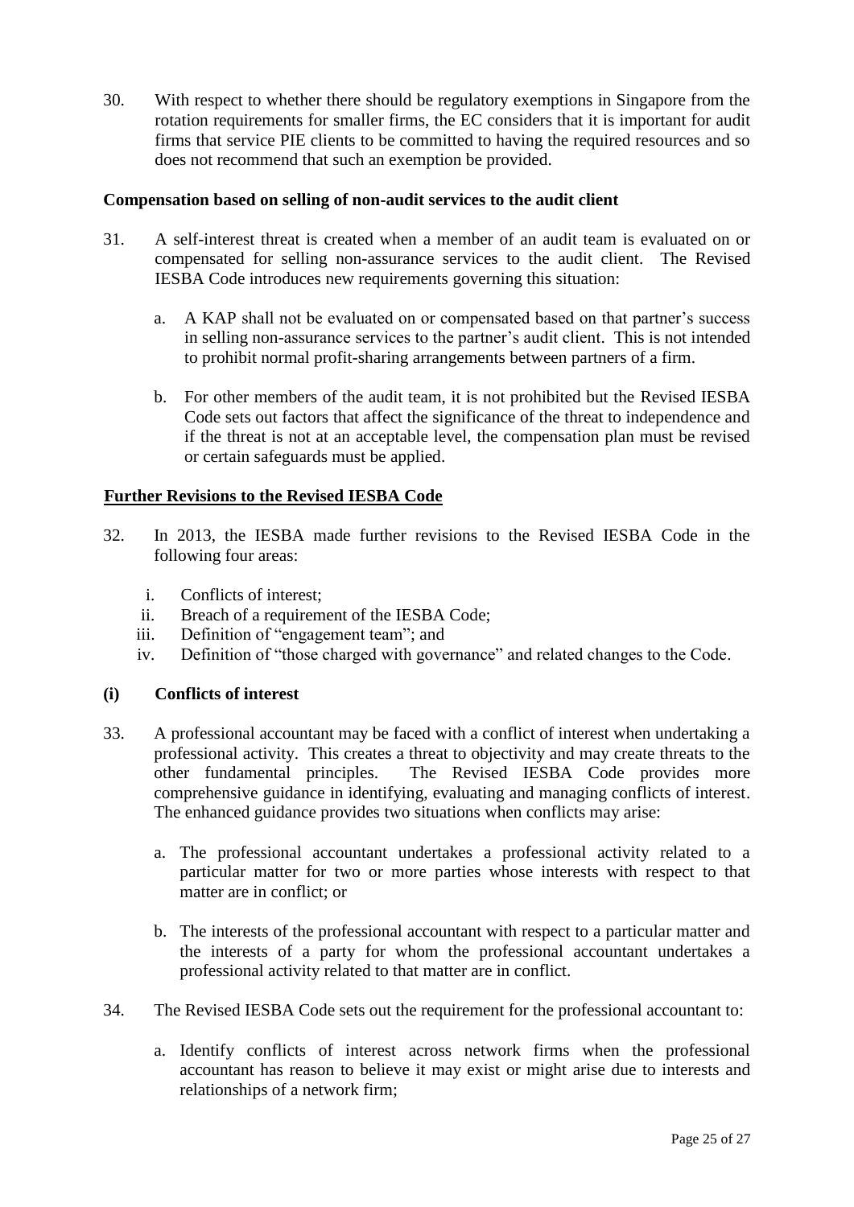30. With respect to whether there should be regulatory exemptions in Singapore from the rotation requirements for smaller firms, the EC considers that it is important for audit firms that service PIE clients to be committed to having the required resources and so does not recommend that such an exemption be provided.

**Compensation based on selling of non-audit services to the audit client**

31. A self-interest threat is created when a member of an audit team is evaluated on or compensated for selling non-assurance services to the audit client. The Revised IESBA Code introduces new requirements governing this situation:

    a. A KAP shall not be evaluated on or compensated based on that partner's success in selling non-assurance services to the partner's audit client. This is not intended to prohibit normal profit-sharing arrangements between partners of a firm.

    b. For other members of the audit team, it is not prohibited but the Revised IESBA Code sets out factors that affect the significance of the threat to independence and if the threat is not at an acceptable level, the compensation plan must be revised or certain safeguards must be applied.

## Further Revisions to the Revised IESBA Code

32. In 2013, the IESBA made further revisions to the Revised IESBA Code in the following four areas:

    i. Conflicts of interest;
    ii. Breach of a requirement of the IESBA Code;
    iii. Definition of "engagement team"; and
    iv. Definition of "those charged with governance" and related changes to the Code.

**(i) Conflicts of interest**

33. A professional accountant may be faced with a conflict of interest when undertaking a professional activity. This creates a threat to objectivity and may create threats to the other fundamental principles. The Revised IESBA Code provides more comprehensive guidance in identifying, evaluating and managing conflicts of interest. The enhanced guidance provides two situations when conflicts may arise:

    a. The professional accountant undertakes a professional activity related to a particular matter for two or more parties whose interests with respect to that matter are in conflict; or

    b. The interests of the professional accountant with respect to a particular matter and the interests of a party for whom the professional accountant undertakes a professional activity related to that matter are in conflict.

34. The Revised IESBA Code sets out the requirement for the professional accountant to:

    a. Identify conflicts of interest across network firms when the professional accountant has reason to believe it may exist or might arise due to interests and relationships of a network firm;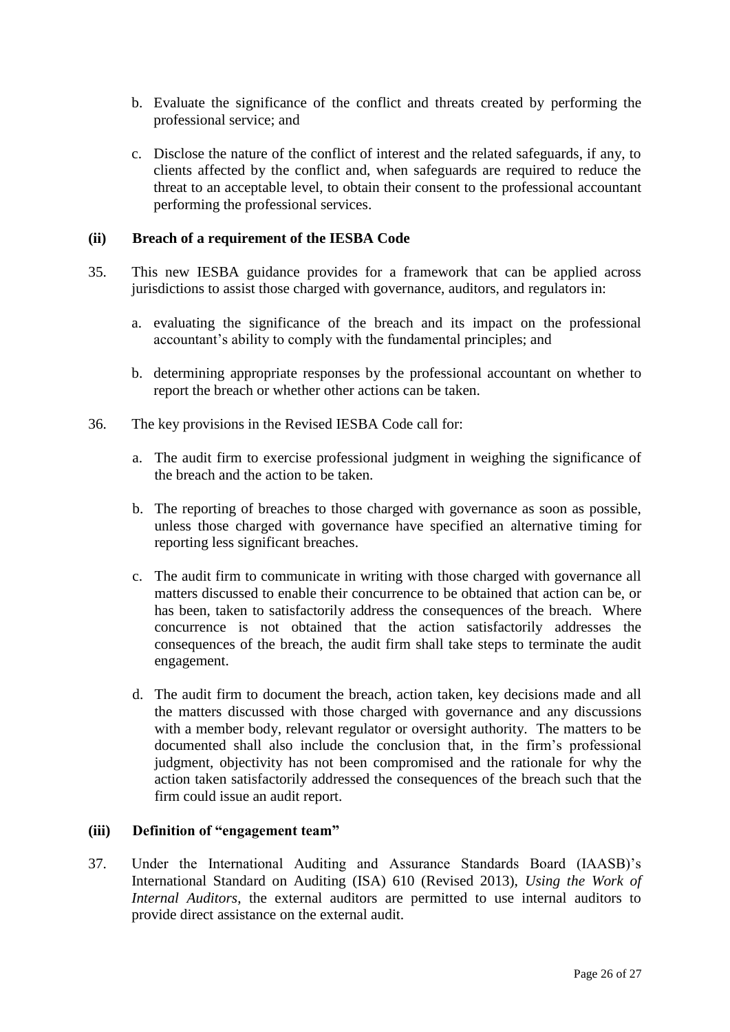b. Evaluate the significance of the conflict and threats created by performing the professional service; and

c. Disclose the nature of the conflict of interest and the related safeguards, if any, to clients affected by the conflict and, when safeguards are required to reduce the threat to an acceptable level, to obtain their consent to the professional accountant performing the professional services.

### (ii) Breach of a requirement of the IESBA Code

35. This new IESBA guidance provides for a framework that can be applied across jurisdictions to assist those charged with governance, auditors, and regulators in:

    a. evaluating the significance of the breach and its impact on the professional accountant's ability to comply with the fundamental principles; and

    b. determining appropriate responses by the professional accountant on whether to report the breach or whether other actions can be taken.

36. The key provisions in the Revised IESBA Code call for:

    a. The audit firm to exercise professional judgment in weighing the significance of the breach and the action to be taken.

    b. The reporting of breaches to those charged with governance as soon as possible, unless those charged with governance have specified an alternative timing for reporting less significant breaches.

    c. The audit firm to communicate in writing with those charged with governance all matters discussed to enable their concurrence to be obtained that action can be, or has been, taken to satisfactorily address the consequences of the breach. Where concurrence is not obtained that the action satisfactorily addresses the consequences of the breach, the audit firm shall take steps to terminate the audit engagement.

    d. The audit firm to document the breach, action taken, key decisions made and all the matters discussed with those charged with governance and any discussions with a member body, relevant regulator or oversight authority. The matters to be documented shall also include the conclusion that, in the firm's professional judgment, objectivity has not been compromised and the rationale for why the action taken satisfactorily addressed the consequences of the breach such that the firm could issue an audit report.

### (iii) Definition of "engagement team"

37. Under the International Auditing and Assurance Standards Board (IAASB)'s International Standard on Auditing (ISA) 610 (Revised 2013), *Using the Work of Internal Auditors*, the external auditors are permitted to use internal auditors to provide direct assistance on the external audit.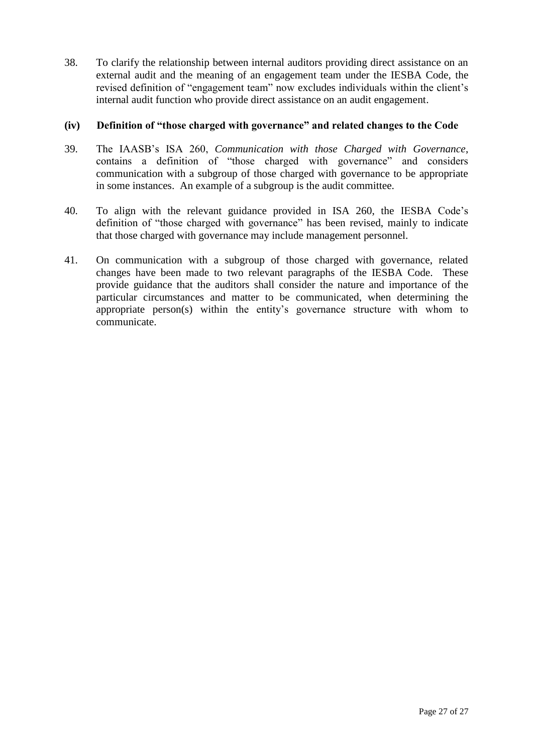38. To clarify the relationship between internal auditors providing direct assistance on an external audit and the meaning of an engagement team under the IESBA Code, the revised definition of "engagement team" now excludes individuals within the client's internal audit function who provide direct assistance on an audit engagement.

### (iv) Definition of "those charged with governance" and related changes to the Code

39. The IAASB's ISA 260, *Communication with those Charged with Governance*, contains a definition of "those charged with governance" and considers communication with a subgroup of those charged with governance to be appropriate in some instances. An example of a subgroup is the audit committee.

40. To align with the relevant guidance provided in ISA 260, the IESBA Code's definition of "those charged with governance" has been revised, mainly to indicate that those charged with governance may include management personnel.

41. On communication with a subgroup of those charged with governance, related changes have been made to two relevant paragraphs of the IESBA Code. These provide guidance that the auditors shall consider the nature and importance of the particular circumstances and matter to be communicated, when determining the appropriate person(s) within the entity's governance structure with whom to communicate.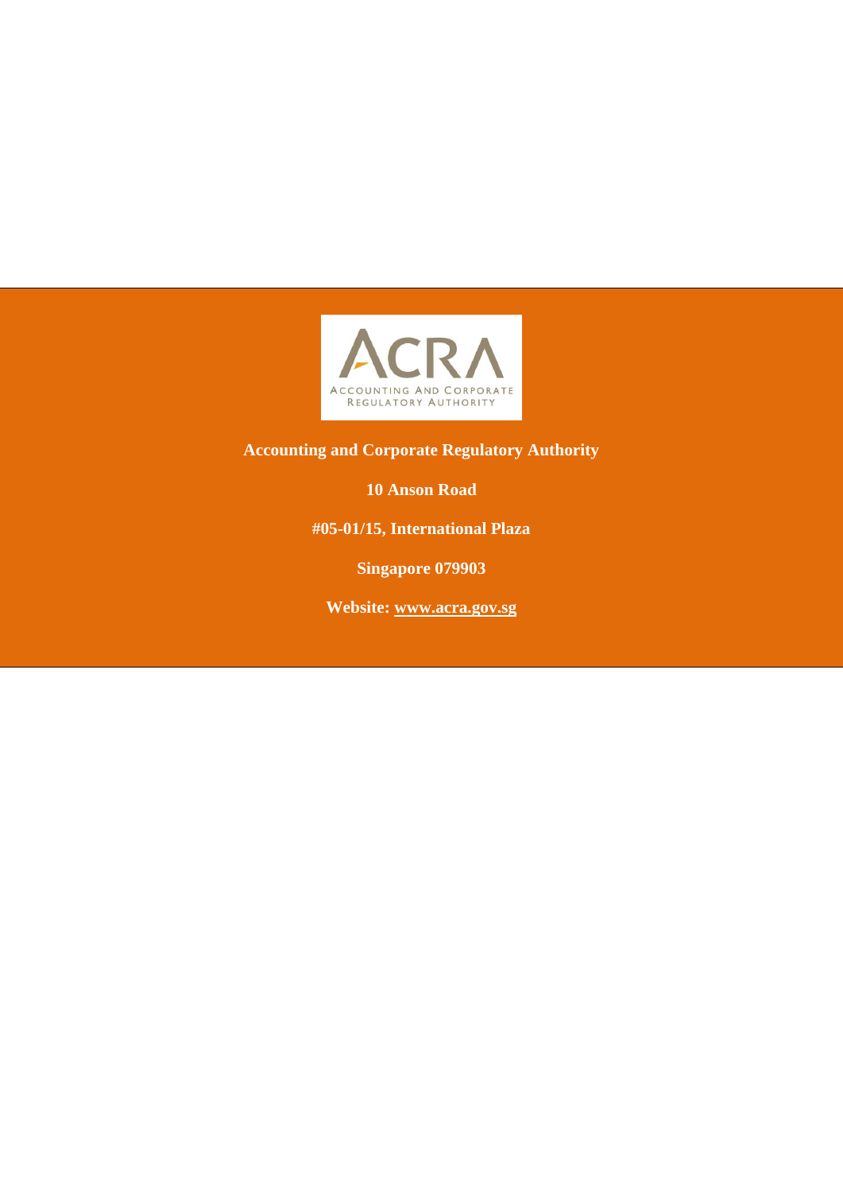**Accounting and Corporate Regulatory Authority**

**10 Anson Road**

**#05-01/15, International Plaza**

**Singapore 079903**

**Website: www.acra.gov.sg**